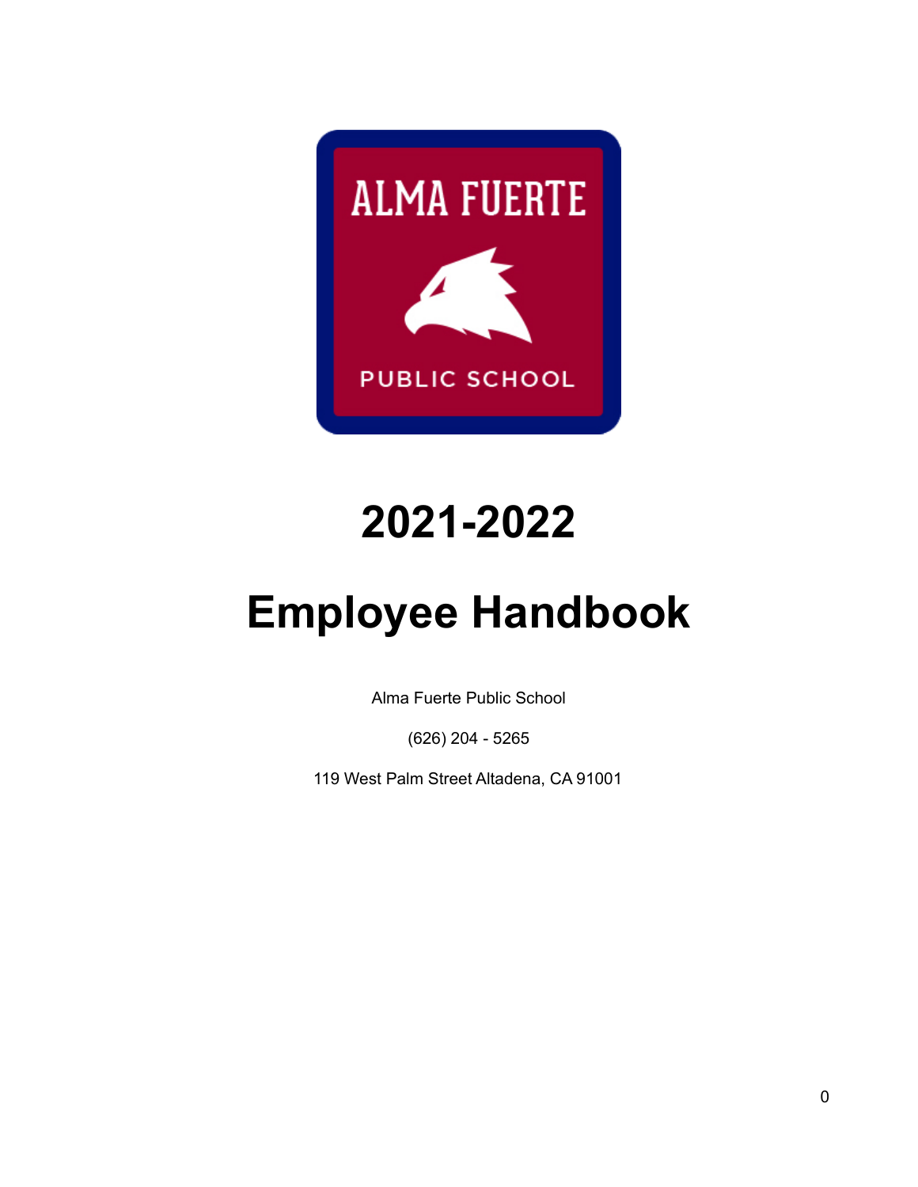# 2021-2022

# Employee Handbook

Alma Fuerte Public School

(626) 204 - 5265

119 West Palm Street Altadena, CA 91001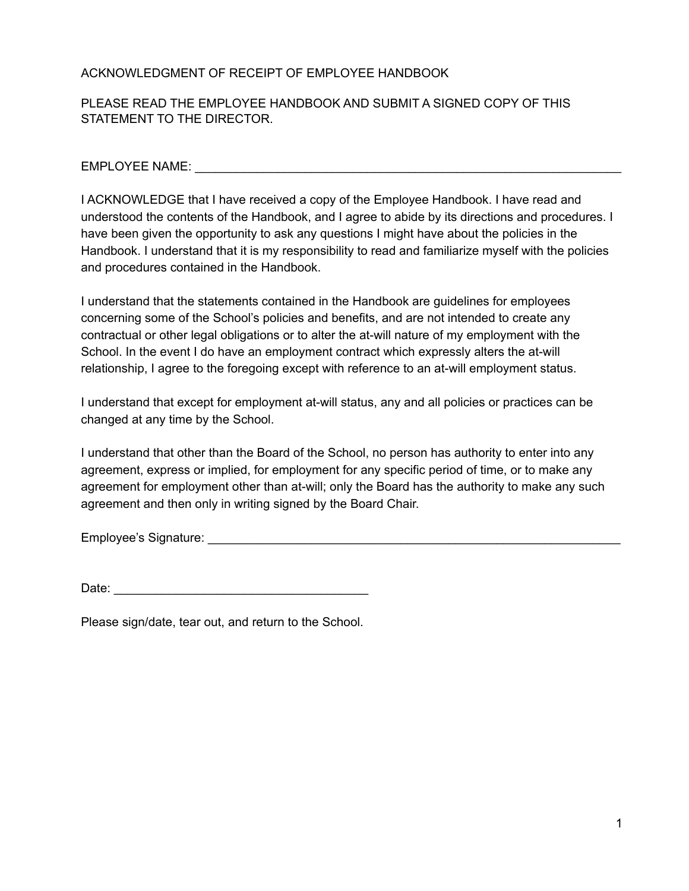# ACKNOWLEDGMENT OF RECEIPT OF EMPLOYEE HANDBOOK

PLEASE READ THE EMPLOYEE HANDBOOK AND SUBMIT A SIGNED COPY OF THIS STATEMENT TO THE DIRECTOR.

EMPLOYEE NAME: ________________________________________________________________

I ACKNOWLEDGE that I have received a copy of the Employee Handbook. I have read and understood the contents of the Handbook, and I agree to abide by its directions and procedures. I have been given the opportunity to ask any questions I might have about the policies in the Handbook. I understand that it is my responsibility to read and familiarize myself with the policies and procedures contained in the Handbook.

I understand that the statements contained in the Handbook are guidelines for employees concerning some of the School's policies and benefits, and are not intended to create any contractual or other legal obligations or to alter the at-will nature of my employment with the School. In the event I do have an employment contract which expressly alters the at-will relationship, I agree to the foregoing except with reference to an at-will employment status.

I understand that except for employment at-will status, any and all policies or practices can be changed at any time by the School.

I understand that other than the Board of the School, no person has authority to enter into any agreement, express or implied, for employment for any specific period of time, or to make any agreement for employment other than at-will; only the Board has the authority to make any such agreement and then only in writing signed by the Board Chair.

Employee's Signature: ________________________________________________________________

Date: ______________________________________

Please sign/date, tear out, and return to the School.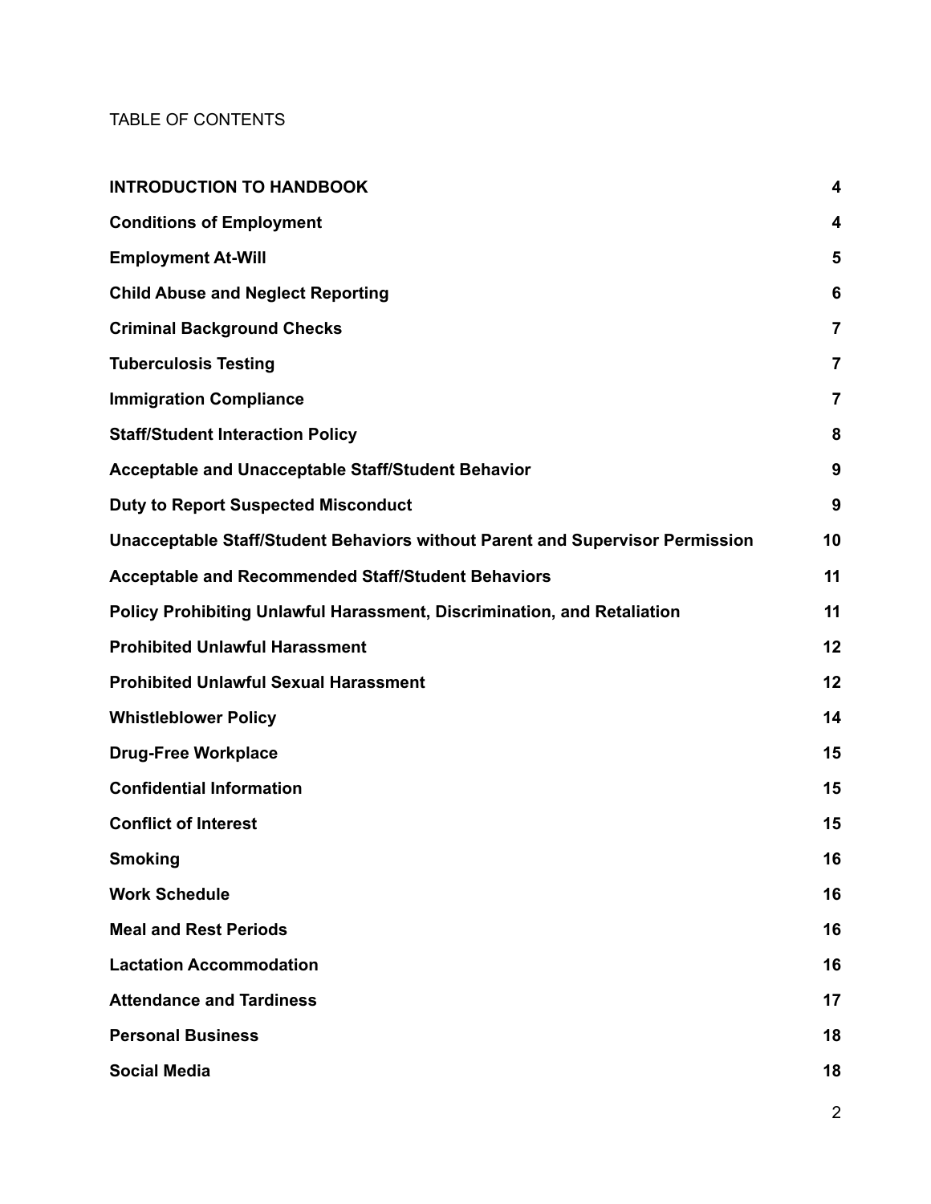TABLE OF CONTENTS

| | |
|---|---|
| **INTRODUCTION TO HANDBOOK** | **4** |
| **Conditions of Employment** | **4** |
| **Employment At-Will** | **5** |
| **Child Abuse and Neglect Reporting** | **6** |
| **Criminal Background Checks** | **7** |
| **Tuberculosis Testing** | **7** |
| **Immigration Compliance** | **7** |
| **Staff/Student Interaction Policy** | **8** |
| **Acceptable and Unacceptable Staff/Student Behavior** | **9** |
| **Duty to Report Suspected Misconduct** | **9** |
| **Unacceptable Staff/Student Behaviors without Parent and Supervisor Permission** | **10** |
| **Acceptable and Recommended Staff/Student Behaviors** | **11** |
| **Policy Prohibiting Unlawful Harassment, Discrimination, and Retaliation** | **11** |
| **Prohibited Unlawful Harassment** | **12** |
| **Prohibited Unlawful Sexual Harassment** | **12** |
| **Whistleblower Policy** | **14** |
| **Drug-Free Workplace** | **15** |
| **Confidential Information** | **15** |
| **Conflict of Interest** | **15** |
| **Smoking** | **16** |
| **Work Schedule** | **16** |
| **Meal and Rest Periods** | **16** |
| **Lactation Accommodation** | **16** |
| **Attendance and Tardiness** | **17** |
| **Personal Business** | **18** |
| **Social Media** | **18** |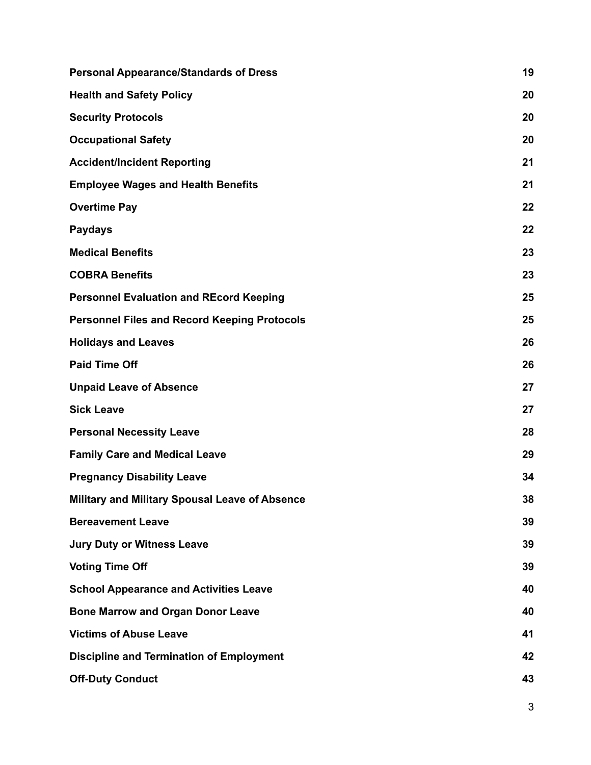| | |
|---|---|
| **Personal Appearance/Standards of Dress** | **19** |
| **Health and Safety Policy** | **20** |
| **Security Protocols** | **20** |
| **Occupational Safety** | **20** |
| **Accident/Incident Reporting** | **21** |
| **Employee Wages and Health Benefits** | **21** |
| **Overtime Pay** | **22** |
| **Paydays** | **22** |
| **Medical Benefits** | **23** |
| **COBRA Benefits** | **23** |
| **Personnel Evaluation and REcord Keeping** | **25** |
| **Personnel Files and Record Keeping Protocols** | **25** |
| **Holidays and Leaves** | **26** |
| **Paid Time Off** | **26** |
| **Unpaid Leave of Absence** | **27** |
| **Sick Leave** | **27** |
| **Personal Necessity Leave** | **28** |
| **Family Care and Medical Leave** | **29** |
| **Pregnancy Disability Leave** | **34** |
| **Military and Military Spousal Leave of Absence** | **38** |
| **Bereavement Leave** | **39** |
| **Jury Duty or Witness Leave** | **39** |
| **Voting Time Off** | **39** |
| **School Appearance and Activities Leave** | **40** |
| **Bone Marrow and Organ Donor Leave** | **40** |
| **Victims of Abuse Leave** | **41** |
| **Discipline and Termination of Employment** | **42** |
| **Off-Duty Conduct** | **43** |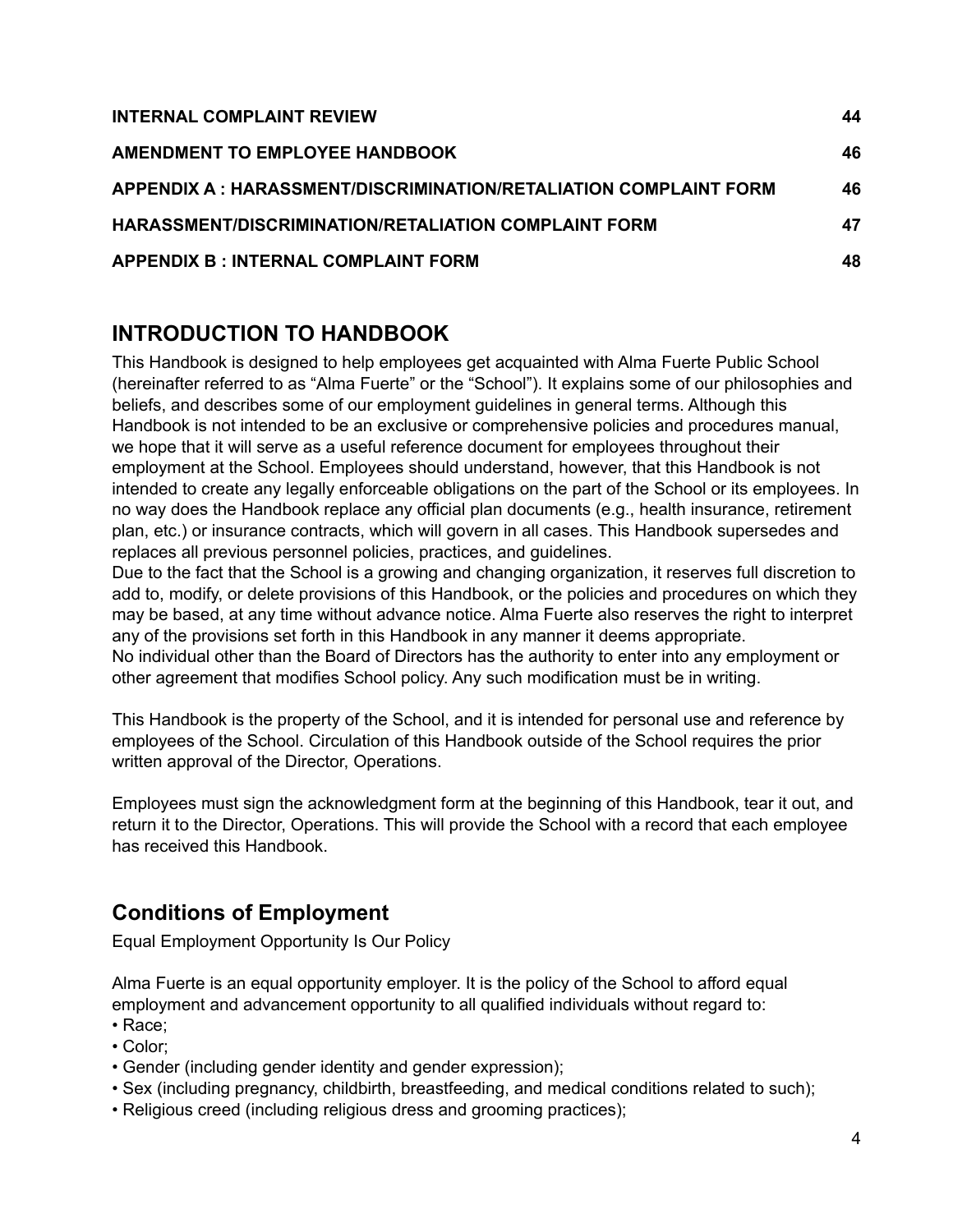| | |
|---|---|
| **INTERNAL COMPLAINT REVIEW** | **44** |
| **AMENDMENT TO EMPLOYEE HANDBOOK** | **46** |
| **APPENDIX A : HARASSMENT/DISCRIMINATION/RETALIATION COMPLAINT FORM** | **46** |
| **HARASSMENT/DISCRIMINATION/RETALIATION COMPLAINT FORM** | **47** |
| **APPENDIX B : INTERNAL COMPLAINT FORM** | **48** |

## INTRODUCTION TO HANDBOOK

This Handbook is designed to help employees get acquainted with Alma Fuerte Public School (hereinafter referred to as "Alma Fuerte" or the "School"). It explains some of our philosophies and beliefs, and describes some of our employment guidelines in general terms. Although this Handbook is not intended to be an exclusive or comprehensive policies and procedures manual, we hope that it will serve as a useful reference document for employees throughout their employment at the School. Employees should understand, however, that this Handbook is not intended to create any legally enforceable obligations on the part of the School or its employees. In no way does the Handbook replace any official plan documents (e.g., health insurance, retirement plan, etc.) or insurance contracts, which will govern in all cases. This Handbook supersedes and replaces all previous personnel policies, practices, and guidelines.

Due to the fact that the School is a growing and changing organization, it reserves full discretion to add to, modify, or delete provisions of this Handbook, or the policies and procedures on which they may be based, at any time without advance notice. Alma Fuerte also reserves the right to interpret any of the provisions set forth in this Handbook in any manner it deems appropriate.

No individual other than the Board of Directors has the authority to enter into any employment or other agreement that modifies School policy. Any such modification must be in writing.

This Handbook is the property of the School, and it is intended for personal use and reference by employees of the School. Circulation of this Handbook outside of the School requires the prior written approval of the Director, Operations.

Employees must sign the acknowledgment form at the beginning of this Handbook, tear it out, and return it to the Director, Operations. This will provide the School with a record that each employee has received this Handbook.

## Conditions of Employment

Equal Employment Opportunity Is Our Policy

Alma Fuerte is an equal opportunity employer. It is the policy of the School to afford equal employment and advancement opportunity to all qualified individuals without regard to:

- Race;
- Color;
- Gender (including gender identity and gender expression);
- Sex (including pregnancy, childbirth, breastfeeding, and medical conditions related to such);
- Religious creed (including religious dress and grooming practices);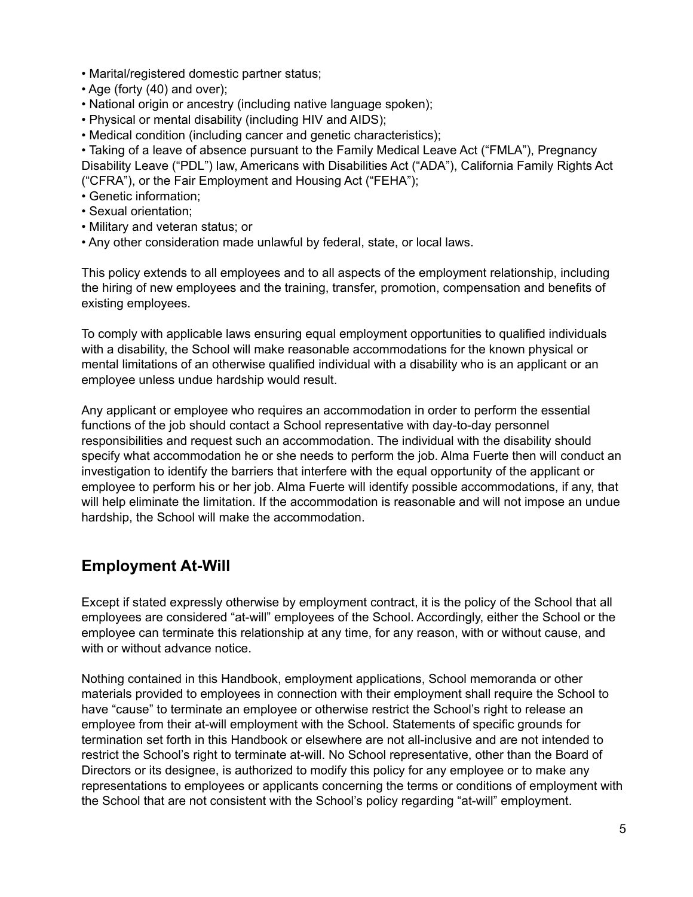- Marital/registered domestic partner status;
- Age (forty (40) and over);
- National origin or ancestry (including native language spoken);
- Physical or mental disability (including HIV and AIDS);
- Medical condition (including cancer and genetic characteristics);
- Taking of a leave of absence pursuant to the Family Medical Leave Act ("FMLA"), Pregnancy Disability Leave ("PDL") law, Americans with Disabilities Act ("ADA"), California Family Rights Act ("CFRA"), or the Fair Employment and Housing Act ("FEHA");
- Genetic information;
- Sexual orientation;
- Military and veteran status; or
- Any other consideration made unlawful by federal, state, or local laws.

This policy extends to all employees and to all aspects of the employment relationship, including the hiring of new employees and the training, transfer, promotion, compensation and benefits of existing employees.

To comply with applicable laws ensuring equal employment opportunities to qualified individuals with a disability, the School will make reasonable accommodations for the known physical or mental limitations of an otherwise qualified individual with a disability who is an applicant or an employee unless undue hardship would result.

Any applicant or employee who requires an accommodation in order to perform the essential functions of the job should contact a School representative with day-to-day personnel responsibilities and request such an accommodation. The individual with the disability should specify what accommodation he or she needs to perform the job. Alma Fuerte then will conduct an investigation to identify the barriers that interfere with the equal opportunity of the applicant or employee to perform his or her job. Alma Fuerte will identify possible accommodations, if any, that will help eliminate the limitation. If the accommodation is reasonable and will not impose an undue hardship, the School will make the accommodation.

## Employment At-Will

Except if stated expressly otherwise by employment contract, it is the policy of the School that all employees are considered "at-will" employees of the School. Accordingly, either the School or the employee can terminate this relationship at any time, for any reason, with or without cause, and with or without advance notice.

Nothing contained in this Handbook, employment applications, School memoranda or other materials provided to employees in connection with their employment shall require the School to have "cause" to terminate an employee or otherwise restrict the School's right to release an employee from their at-will employment with the School. Statements of specific grounds for termination set forth in this Handbook or elsewhere are not all-inclusive and are not intended to restrict the School's right to terminate at-will. No School representative, other than the Board of Directors or its designee, is authorized to modify this policy for any employee or to make any representations to employees or applicants concerning the terms or conditions of employment with the School that are not consistent with the School's policy regarding "at-will" employment.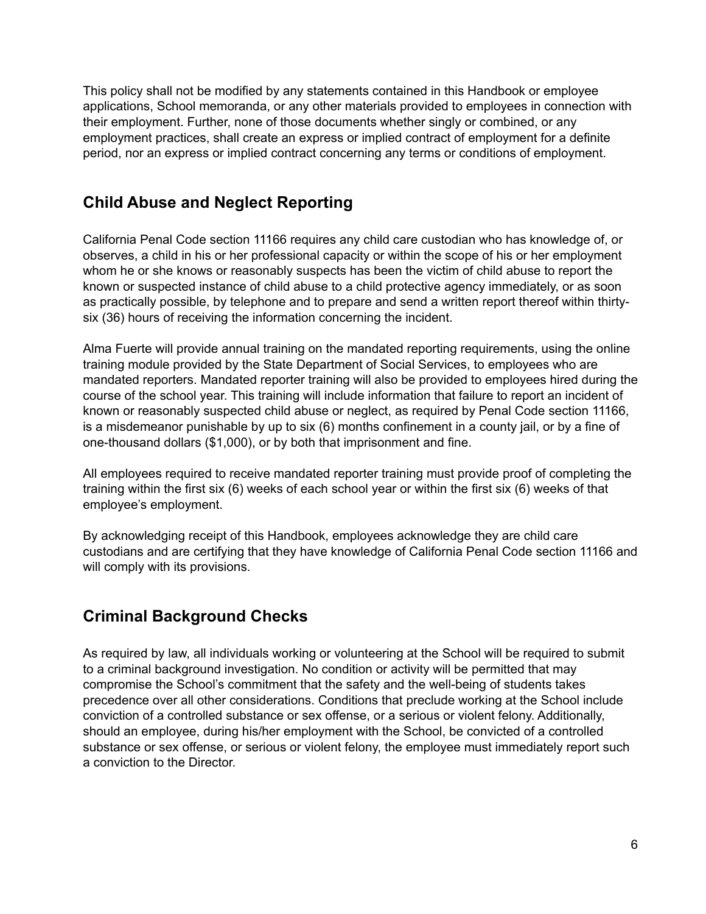This policy shall not be modified by any statements contained in this Handbook or employee applications, School memoranda, or any other materials provided to employees in connection with their employment. Further, none of those documents whether singly or combined, or any employment practices, shall create an express or implied contract of employment for a definite period, nor an express or implied contract concerning any terms or conditions of employment.

## Child Abuse and Neglect Reporting

California Penal Code section 11166 requires any child care custodian who has knowledge of, or observes, a child in his or her professional capacity or within the scope of his or her employment whom he or she knows or reasonably suspects has been the victim of child abuse to report the known or suspected instance of child abuse to a child protective agency immediately, or as soon as practically possible, by telephone and to prepare and send a written report thereof within thirty-six (36) hours of receiving the information concerning the incident.

Alma Fuerte will provide annual training on the mandated reporting requirements, using the online training module provided by the State Department of Social Services, to employees who are mandated reporters. Mandated reporter training will also be provided to employees hired during the course of the school year. This training will include information that failure to report an incident of known or reasonably suspected child abuse or neglect, as required by Penal Code section 11166, is a misdemeanor punishable by up to six (6) months confinement in a county jail, or by a fine of one-thousand dollars ($1,000), or by both that imprisonment and fine.

All employees required to receive mandated reporter training must provide proof of completing the training within the first six (6) weeks of each school year or within the first six (6) weeks of that employee's employment.

By acknowledging receipt of this Handbook, employees acknowledge they are child care custodians and are certifying that they have knowledge of California Penal Code section 11166 and will comply with its provisions.

## Criminal Background Checks

As required by law, all individuals working or volunteering at the School will be required to submit to a criminal background investigation. No condition or activity will be permitted that may compromise the School's commitment that the safety and the well-being of students takes precedence over all other considerations. Conditions that preclude working at the School include conviction of a controlled substance or sex offense, or a serious or violent felony. Additionally, should an employee, during his/her employment with the School, be convicted of a controlled substance or sex offense, or serious or violent felony, the employee must immediately report such a conviction to the Director.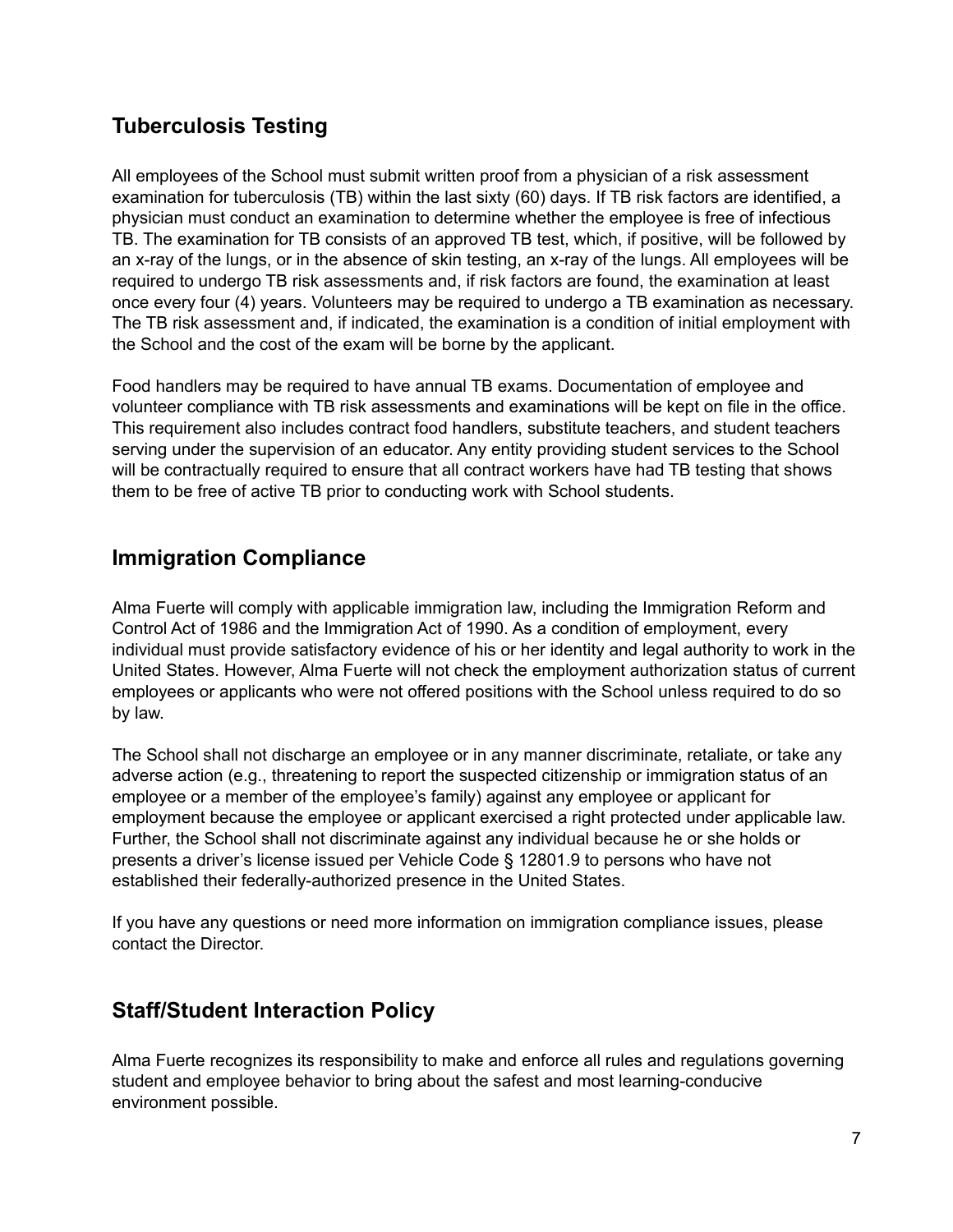## Tuberculosis Testing

All employees of the School must submit written proof from a physician of a risk assessment examination for tuberculosis (TB) within the last sixty (60) days. If TB risk factors are identified, a physician must conduct an examination to determine whether the employee is free of infectious TB. The examination for TB consists of an approved TB test, which, if positive, will be followed by an x-ray of the lungs, or in the absence of skin testing, an x-ray of the lungs. All employees will be required to undergo TB risk assessments and, if risk factors are found, the examination at least once every four (4) years. Volunteers may be required to undergo a TB examination as necessary. The TB risk assessment and, if indicated, the examination is a condition of initial employment with the School and the cost of the exam will be borne by the applicant.

Food handlers may be required to have annual TB exams. Documentation of employee and volunteer compliance with TB risk assessments and examinations will be kept on file in the office. This requirement also includes contract food handlers, substitute teachers, and student teachers serving under the supervision of an educator. Any entity providing student services to the School will be contractually required to ensure that all contract workers have had TB testing that shows them to be free of active TB prior to conducting work with School students.

## Immigration Compliance

Alma Fuerte will comply with applicable immigration law, including the Immigration Reform and Control Act of 1986 and the Immigration Act of 1990. As a condition of employment, every individual must provide satisfactory evidence of his or her identity and legal authority to work in the United States. However, Alma Fuerte will not check the employment authorization status of current employees or applicants who were not offered positions with the School unless required to do so by law.

The School shall not discharge an employee or in any manner discriminate, retaliate, or take any adverse action (e.g., threatening to report the suspected citizenship or immigration status of an employee or a member of the employee's family) against any employee or applicant for employment because the employee or applicant exercised a right protected under applicable law. Further, the School shall not discriminate against any individual because he or she holds or presents a driver's license issued per Vehicle Code § 12801.9 to persons who have not established their federally-authorized presence in the United States.

If you have any questions or need more information on immigration compliance issues, please contact the Director.

## Staff/Student Interaction Policy

Alma Fuerte recognizes its responsibility to make and enforce all rules and regulations governing student and employee behavior to bring about the safest and most learning-conducive environment possible.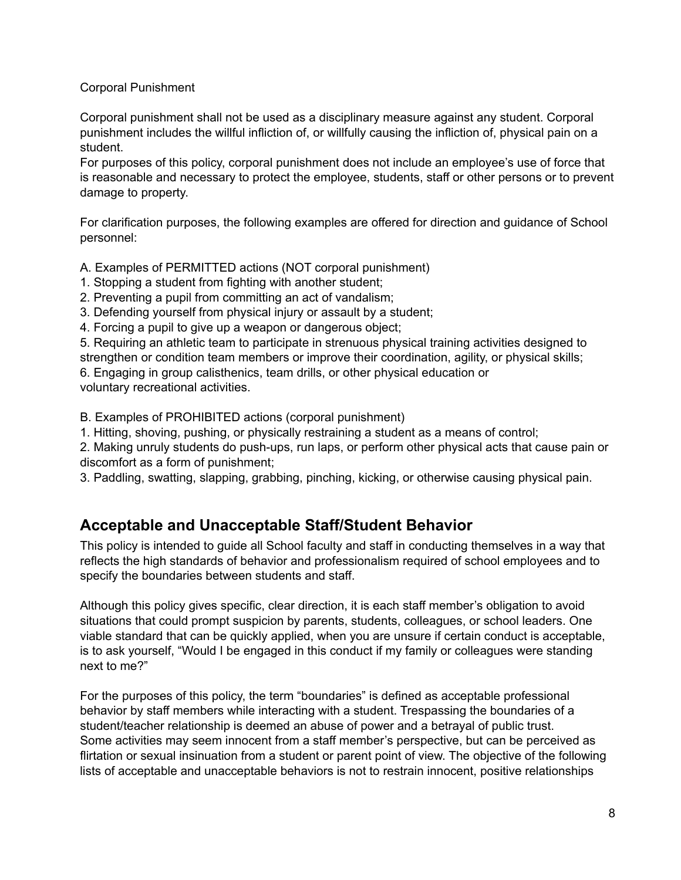Corporal Punishment

Corporal punishment shall not be used as a disciplinary measure against any student. Corporal punishment includes the willful infliction of, or willfully causing the infliction of, physical pain on a student.
For purposes of this policy, corporal punishment does not include an employee's use of force that is reasonable and necessary to protect the employee, students, staff or other persons or to prevent damage to property.

For clarification purposes, the following examples are offered for direction and guidance of School personnel:

A. Examples of PERMITTED actions (NOT corporal punishment)
1. Stopping a student from fighting with another student;
2. Preventing a pupil from committing an act of vandalism;
3. Defending yourself from physical injury or assault by a student;
4. Forcing a pupil to give up a weapon or dangerous object;
5. Requiring an athletic team to participate in strenuous physical training activities designed to strengthen or condition team members or improve their coordination, agility, or physical skills;
6. Engaging in group calisthenics, team drills, or other physical education or voluntary recreational activities.

B. Examples of PROHIBITED actions (corporal punishment)
1. Hitting, shoving, pushing, or physically restraining a student as a means of control;
2. Making unruly students do push-ups, run laps, or perform other physical acts that cause pain or discomfort as a form of punishment;
3. Paddling, swatting, slapping, grabbing, pinching, kicking, or otherwise causing physical pain.

## Acceptable and Unacceptable Staff/Student Behavior

This policy is intended to guide all School faculty and staff in conducting themselves in a way that reflects the high standards of behavior and professionalism required of school employees and to specify the boundaries between students and staff.

Although this policy gives specific, clear direction, it is each staff member's obligation to avoid situations that could prompt suspicion by parents, students, colleagues, or school leaders. One viable standard that can be quickly applied, when you are unsure if certain conduct is acceptable, is to ask yourself, "Would I be engaged in this conduct if my family or colleagues were standing next to me?"

For the purposes of this policy, the term "boundaries" is defined as acceptable professional behavior by staff members while interacting with a student. Trespassing the boundaries of a student/teacher relationship is deemed an abuse of power and a betrayal of public trust.
Some activities may seem innocent from a staff member's perspective, but can be perceived as flirtation or sexual insinuation from a student or parent point of view. The objective of the following lists of acceptable and unacceptable behaviors is not to restrain innocent, positive relationships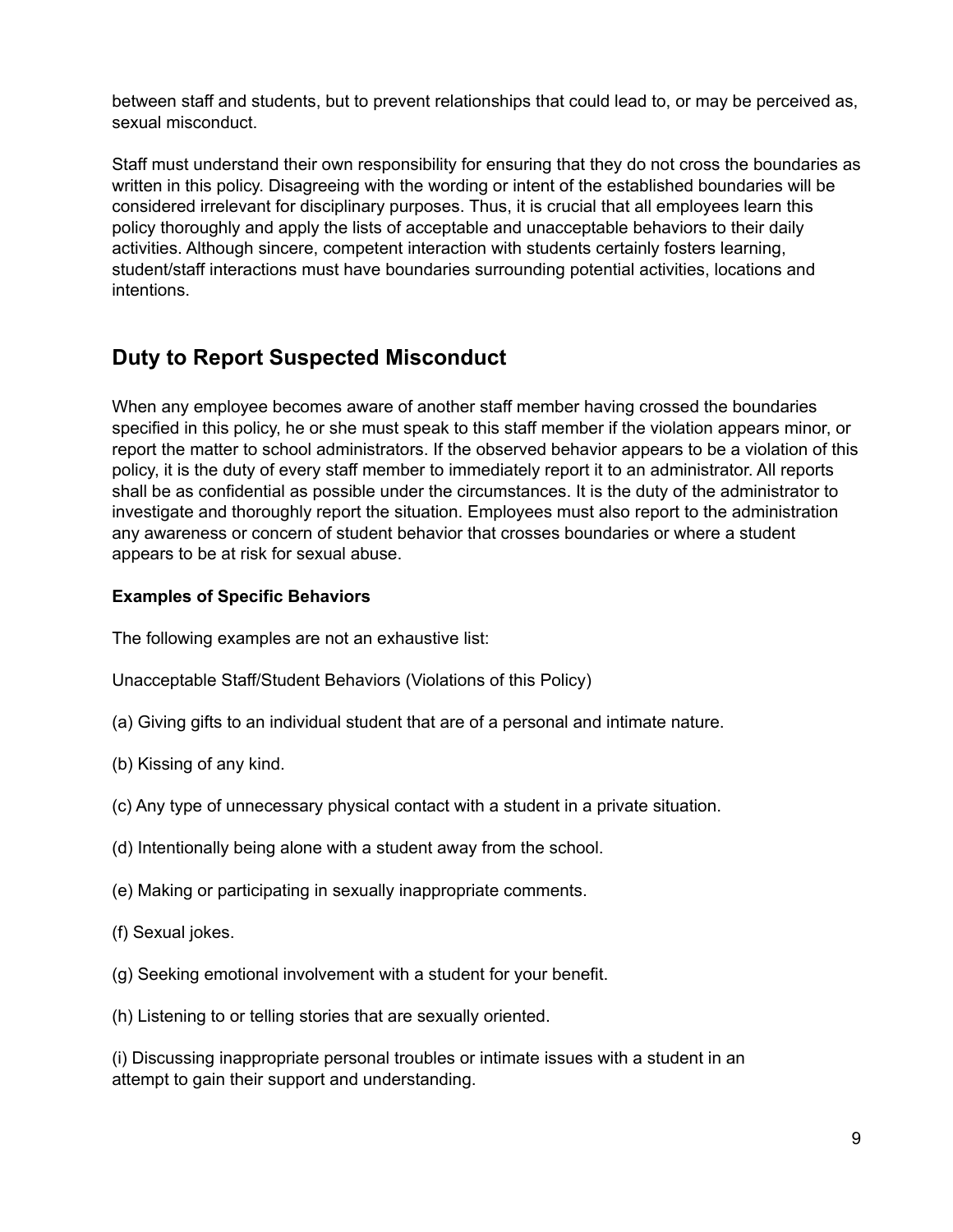between staff and students, but to prevent relationships that could lead to, or may be perceived as, sexual misconduct.

Staff must understand their own responsibility for ensuring that they do not cross the boundaries as written in this policy. Disagreeing with the wording or intent of the established boundaries will be considered irrelevant for disciplinary purposes. Thus, it is crucial that all employees learn this policy thoroughly and apply the lists of acceptable and unacceptable behaviors to their daily activities. Although sincere, competent interaction with students certainly fosters learning, student/staff interactions must have boundaries surrounding potential activities, locations and intentions.

## Duty to Report Suspected Misconduct

When any employee becomes aware of another staff member having crossed the boundaries specified in this policy, he or she must speak to this staff member if the violation appears minor, or report the matter to school administrators. If the observed behavior appears to be a violation of this policy, it is the duty of every staff member to immediately report it to an administrator. All reports shall be as confidential as possible under the circumstances. It is the duty of the administrator to investigate and thoroughly report the situation. Employees must also report to the administration any awareness or concern of student behavior that crosses boundaries or where a student appears to be at risk for sexual abuse.

**Examples of Specific Behaviors**

The following examples are not an exhaustive list:

Unacceptable Staff/Student Behaviors (Violations of this Policy)

(a) Giving gifts to an individual student that are of a personal and intimate nature.

(b) Kissing of any kind.

(c) Any type of unnecessary physical contact with a student in a private situation.

(d) Intentionally being alone with a student away from the school.

(e) Making or participating in sexually inappropriate comments.

(f) Sexual jokes.

(g) Seeking emotional involvement with a student for your benefit.

(h) Listening to or telling stories that are sexually oriented.

(i) Discussing inappropriate personal troubles or intimate issues with a student in an attempt to gain their support and understanding.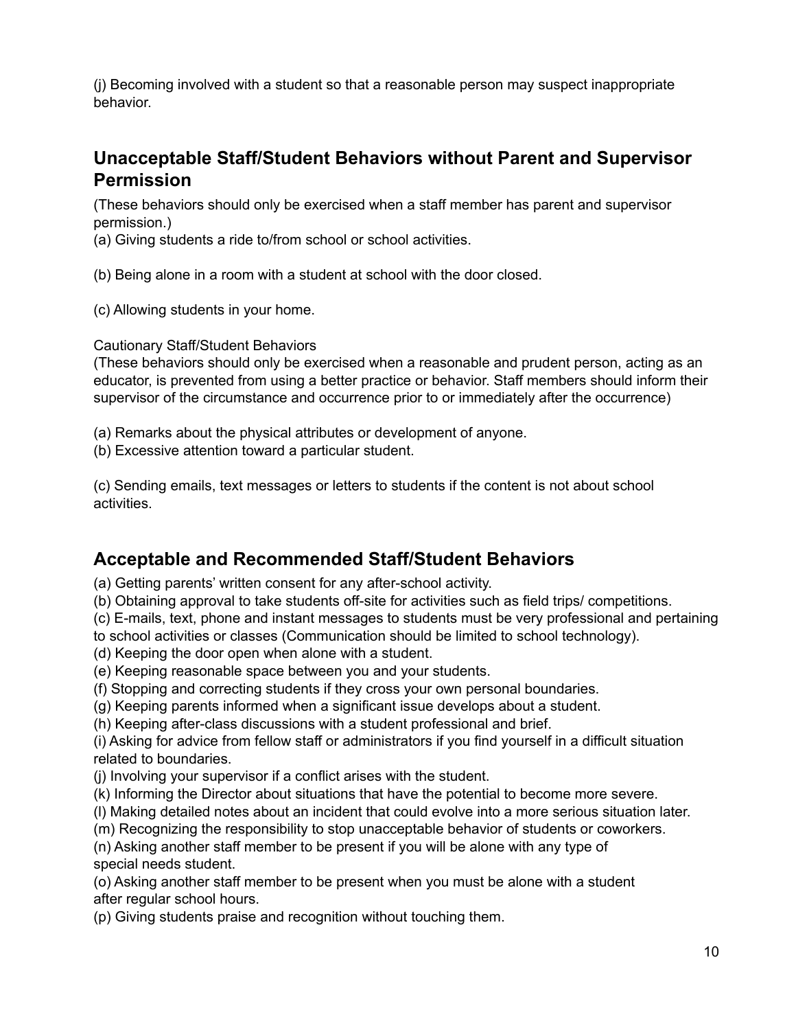(j) Becoming involved with a student so that a reasonable person may suspect inappropriate behavior.

## Unacceptable Staff/Student Behaviors without Parent and Supervisor Permission

(These behaviors should only be exercised when a staff member has parent and supervisor permission.)

(a) Giving students a ride to/from school or school activities.

(b) Being alone in a room with a student at school with the door closed.

(c) Allowing students in your home.

Cautionary Staff/Student Behaviors

(These behaviors should only be exercised when a reasonable and prudent person, acting as an educator, is prevented from using a better practice or behavior. Staff members should inform their supervisor of the circumstance and occurrence prior to or immediately after the occurrence)

(a) Remarks about the physical attributes or development of anyone.

(b) Excessive attention toward a particular student.

(c) Sending emails, text messages or letters to students if the content is not about school activities.

## Acceptable and Recommended Staff/Student Behaviors

(a) Getting parents' written consent for any after-school activity.

(b) Obtaining approval to take students off-site for activities such as field trips/ competitions.

(c) E-mails, text, phone and instant messages to students must be very professional and pertaining to school activities or classes (Communication should be limited to school technology).

(d) Keeping the door open when alone with a student.

(e) Keeping reasonable space between you and your students.

(f) Stopping and correcting students if they cross your own personal boundaries.

(g) Keeping parents informed when a significant issue develops about a student.

(h) Keeping after-class discussions with a student professional and brief.

(i) Asking for advice from fellow staff or administrators if you find yourself in a difficult situation related to boundaries.

(j) Involving your supervisor if a conflict arises with the student.

(k) Informing the Director about situations that have the potential to become more severe.

(l) Making detailed notes about an incident that could evolve into a more serious situation later.

(m) Recognizing the responsibility to stop unacceptable behavior of students or coworkers.

(n) Asking another staff member to be present if you will be alone with any type of special needs student.

(o) Asking another staff member to be present when you must be alone with a student after regular school hours.

(p) Giving students praise and recognition without touching them.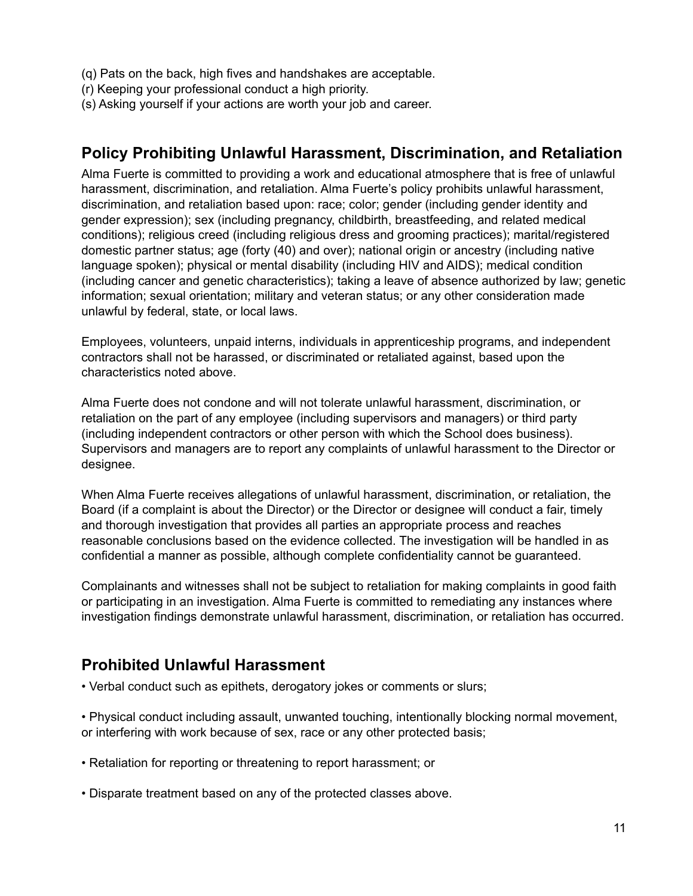(q) Pats on the back, high fives and handshakes are acceptable.
(r) Keeping your professional conduct a high priority.
(s) Asking yourself if your actions are worth your job and career.

## Policy Prohibiting Unlawful Harassment, Discrimination, and Retaliation

Alma Fuerte is committed to providing a work and educational atmosphere that is free of unlawful harassment, discrimination, and retaliation. Alma Fuerte's policy prohibits unlawful harassment, discrimination, and retaliation based upon: race; color; gender (including gender identity and gender expression); sex (including pregnancy, childbirth, breastfeeding, and related medical conditions); religious creed (including religious dress and grooming practices); marital/registered domestic partner status; age (forty (40) and over); national origin or ancestry (including native language spoken); physical or mental disability (including HIV and AIDS); medical condition (including cancer and genetic characteristics); taking a leave of absence authorized by law; genetic information; sexual orientation; military and veteran status; or any other consideration made unlawful by federal, state, or local laws.

Employees, volunteers, unpaid interns, individuals in apprenticeship programs, and independent contractors shall not be harassed, or discriminated or retaliated against, based upon the characteristics noted above.

Alma Fuerte does not condone and will not tolerate unlawful harassment, discrimination, or retaliation on the part of any employee (including supervisors and managers) or third party (including independent contractors or other person with which the School does business). Supervisors and managers are to report any complaints of unlawful harassment to the Director or designee.

When Alma Fuerte receives allegations of unlawful harassment, discrimination, or retaliation, the Board (if a complaint is about the Director) or the Director or designee will conduct a fair, timely and thorough investigation that provides all parties an appropriate process and reaches reasonable conclusions based on the evidence collected. The investigation will be handled in as confidential a manner as possible, although complete confidentiality cannot be guaranteed.

Complainants and witnesses shall not be subject to retaliation for making complaints in good faith or participating in an investigation. Alma Fuerte is committed to remediating any instances where investigation findings demonstrate unlawful harassment, discrimination, or retaliation has occurred.

## Prohibited Unlawful Harassment

- Verbal conduct such as epithets, derogatory jokes or comments or slurs;

- Physical conduct including assault, unwanted touching, intentionally blocking normal movement, or interfering with work because of sex, race or any other protected basis;

- Retaliation for reporting or threatening to report harassment; or

- Disparate treatment based on any of the protected classes above.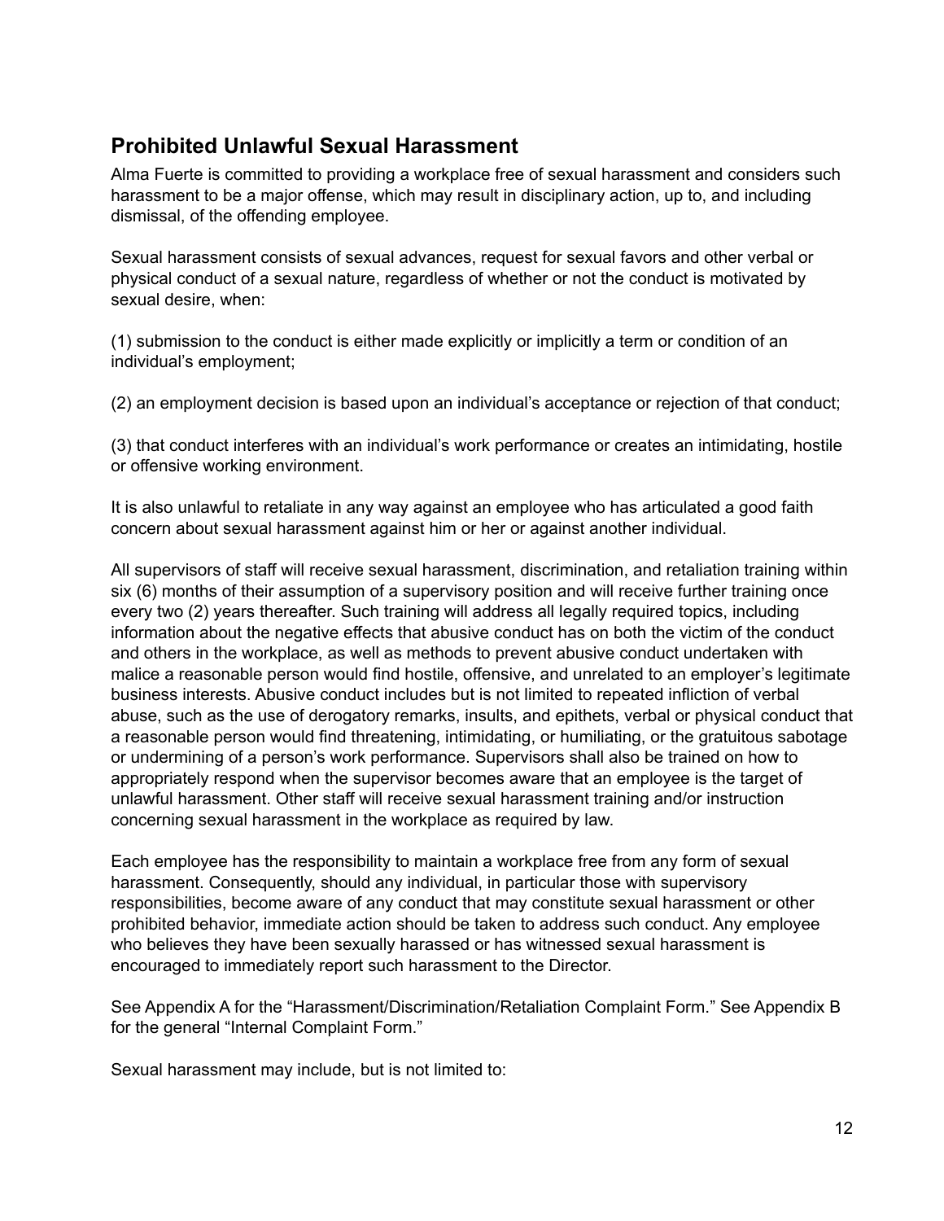## Prohibited Unlawful Sexual Harassment

Alma Fuerte is committed to providing a workplace free of sexual harassment and considers such harassment to be a major offense, which may result in disciplinary action, up to, and including dismissal, of the offending employee.

Sexual harassment consists of sexual advances, request for sexual favors and other verbal or physical conduct of a sexual nature, regardless of whether or not the conduct is motivated by sexual desire, when:

(1) submission to the conduct is either made explicitly or implicitly a term or condition of an individual's employment;

(2) an employment decision is based upon an individual's acceptance or rejection of that conduct;

(3) that conduct interferes with an individual's work performance or creates an intimidating, hostile or offensive working environment.

It is also unlawful to retaliate in any way against an employee who has articulated a good faith concern about sexual harassment against him or her or against another individual.

All supervisors of staff will receive sexual harassment, discrimination, and retaliation training within six (6) months of their assumption of a supervisory position and will receive further training once every two (2) years thereafter. Such training will address all legally required topics, including information about the negative effects that abusive conduct has on both the victim of the conduct and others in the workplace, as well as methods to prevent abusive conduct undertaken with malice a reasonable person would find hostile, offensive, and unrelated to an employer's legitimate business interests. Abusive conduct includes but is not limited to repeated infliction of verbal abuse, such as the use of derogatory remarks, insults, and epithets, verbal or physical conduct that a reasonable person would find threatening, intimidating, or humiliating, or the gratuitous sabotage or undermining of a person's work performance. Supervisors shall also be trained on how to appropriately respond when the supervisor becomes aware that an employee is the target of unlawful harassment. Other staff will receive sexual harassment training and/or instruction concerning sexual harassment in the workplace as required by law.

Each employee has the responsibility to maintain a workplace free from any form of sexual harassment. Consequently, should any individual, in particular those with supervisory responsibilities, become aware of any conduct that may constitute sexual harassment or other prohibited behavior, immediate action should be taken to address such conduct. Any employee who believes they have been sexually harassed or has witnessed sexual harassment is encouraged to immediately report such harassment to the Director.

See Appendix A for the "Harassment/Discrimination/Retaliation Complaint Form." See Appendix B for the general "Internal Complaint Form."

Sexual harassment may include, but is not limited to: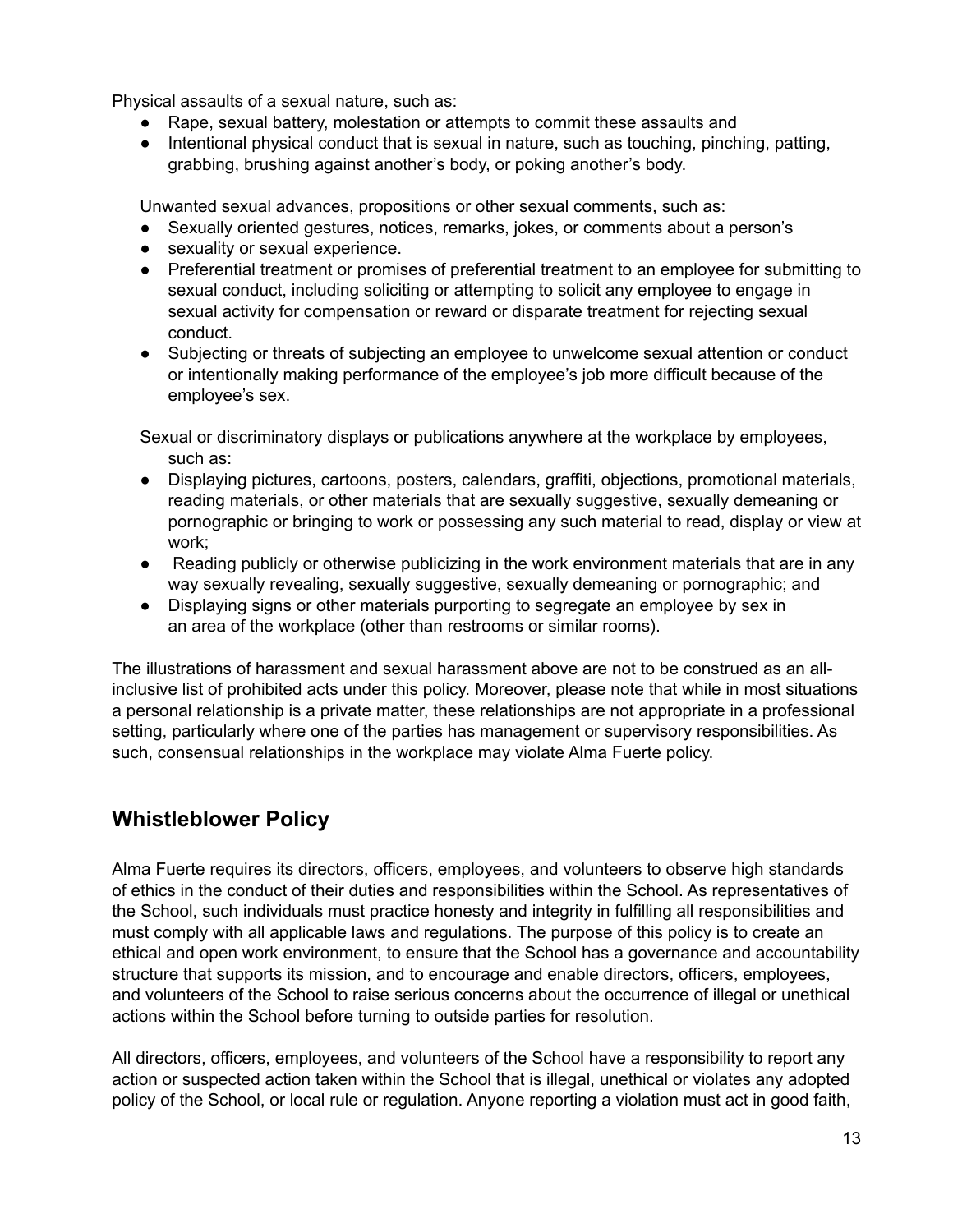Physical assaults of a sexual nature, such as:

- Rape, sexual battery, molestation or attempts to commit these assaults and
- Intentional physical conduct that is sexual in nature, such as touching, pinching, patting, grabbing, brushing against another's body, or poking another's body.

Unwanted sexual advances, propositions or other sexual comments, such as:

- Sexually oriented gestures, notices, remarks, jokes, or comments about a person's
- sexuality or sexual experience.
- Preferential treatment or promises of preferential treatment to an employee for submitting to sexual conduct, including soliciting or attempting to solicit any employee to engage in sexual activity for compensation or reward or disparate treatment for rejecting sexual conduct.
- Subjecting or threats of subjecting an employee to unwelcome sexual attention or conduct or intentionally making performance of the employee's job more difficult because of the employee's sex.

Sexual or discriminatory displays or publications anywhere at the workplace by employees, such as:

- Displaying pictures, cartoons, posters, calendars, graffiti, objections, promotional materials, reading materials, or other materials that are sexually suggestive, sexually demeaning or pornographic or bringing to work or possessing any such material to read, display or view at work;
- Reading publicly or otherwise publicizing in the work environment materials that are in any way sexually revealing, sexually suggestive, sexually demeaning or pornographic; and
- Displaying signs or other materials purporting to segregate an employee by sex in an area of the workplace (other than restrooms or similar rooms).

The illustrations of harassment and sexual harassment above are not to be construed as an all-inclusive list of prohibited acts under this policy. Moreover, please note that while in most situations a personal relationship is a private matter, these relationships are not appropriate in a professional setting, particularly where one of the parties has management or supervisory responsibilities. As such, consensual relationships in the workplace may violate Alma Fuerte policy.

## Whistleblower Policy

Alma Fuerte requires its directors, officers, employees, and volunteers to observe high standards of ethics in the conduct of their duties and responsibilities within the School. As representatives of the School, such individuals must practice honesty and integrity in fulfilling all responsibilities and must comply with all applicable laws and regulations. The purpose of this policy is to create an ethical and open work environment, to ensure that the School has a governance and accountability structure that supports its mission, and to encourage and enable directors, officers, employees, and volunteers of the School to raise serious concerns about the occurrence of illegal or unethical actions within the School before turning to outside parties for resolution.

All directors, officers, employees, and volunteers of the School have a responsibility to report any action or suspected action taken within the School that is illegal, unethical or violates any adopted policy of the School, or local rule or regulation. Anyone reporting a violation must act in good faith,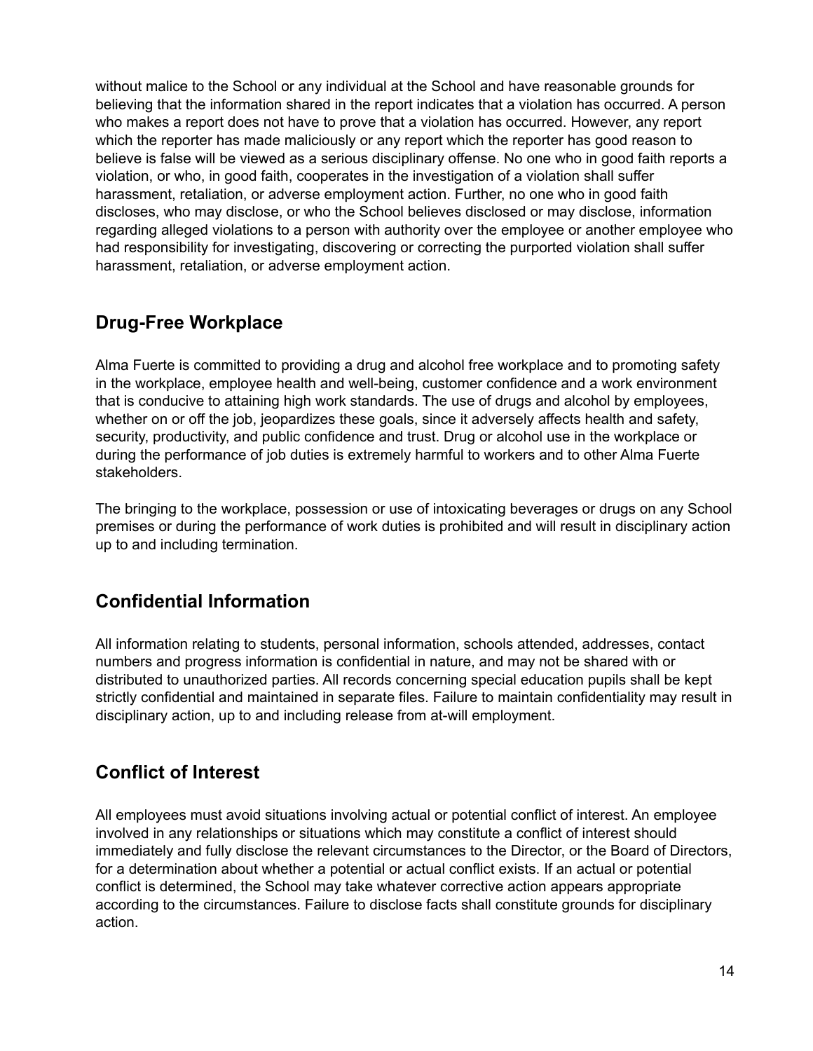without malice to the School or any individual at the School and have reasonable grounds for believing that the information shared in the report indicates that a violation has occurred. A person who makes a report does not have to prove that a violation has occurred. However, any report which the reporter has made maliciously or any report which the reporter has good reason to believe is false will be viewed as a serious disciplinary offense. No one who in good faith reports a violation, or who, in good faith, cooperates in the investigation of a violation shall suffer harassment, retaliation, or adverse employment action. Further, no one who in good faith discloses, who may disclose, or who the School believes disclosed or may disclose, information regarding alleged violations to a person with authority over the employee or another employee who had responsibility for investigating, discovering or correcting the purported violation shall suffer harassment, retaliation, or adverse employment action.

## Drug-Free Workplace

Alma Fuerte is committed to providing a drug and alcohol free workplace and to promoting safety in the workplace, employee health and well-being, customer confidence and a work environment that is conducive to attaining high work standards. The use of drugs and alcohol by employees, whether on or off the job, jeopardizes these goals, since it adversely affects health and safety, security, productivity, and public confidence and trust. Drug or alcohol use in the workplace or during the performance of job duties is extremely harmful to workers and to other Alma Fuerte stakeholders.

The bringing to the workplace, possession or use of intoxicating beverages or drugs on any School premises or during the performance of work duties is prohibited and will result in disciplinary action up to and including termination.

## Confidential Information

All information relating to students, personal information, schools attended, addresses, contact numbers and progress information is confidential in nature, and may not be shared with or distributed to unauthorized parties. All records concerning special education pupils shall be kept strictly confidential and maintained in separate files. Failure to maintain confidentiality may result in disciplinary action, up to and including release from at-will employment.

## Conflict of Interest

All employees must avoid situations involving actual or potential conflict of interest. An employee involved in any relationships or situations which may constitute a conflict of interest should immediately and fully disclose the relevant circumstances to the Director, or the Board of Directors, for a determination about whether a potential or actual conflict exists. If an actual or potential conflict is determined, the School may take whatever corrective action appears appropriate according to the circumstances. Failure to disclose facts shall constitute grounds for disciplinary action.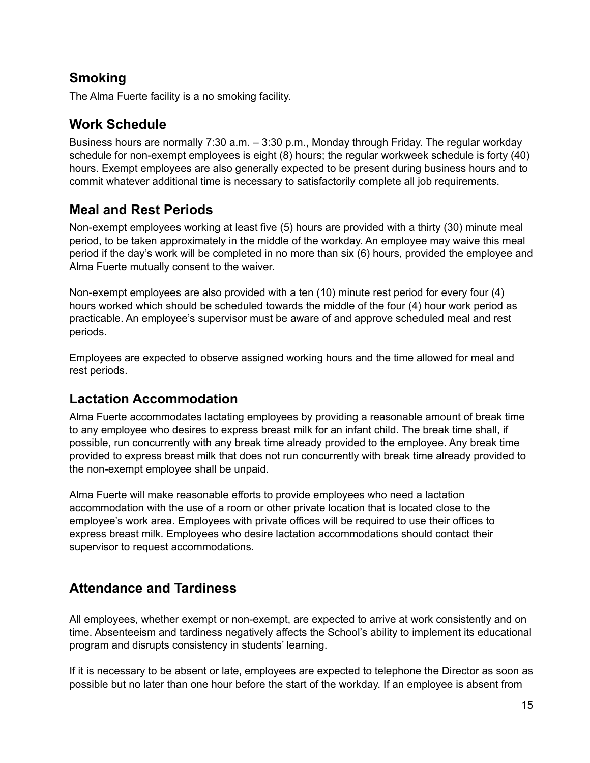## Smoking

The Alma Fuerte facility is a no smoking facility.

## Work Schedule

Business hours are normally 7:30 a.m. – 3:30 p.m., Monday through Friday. The regular workday schedule for non-exempt employees is eight (8) hours; the regular workweek schedule is forty (40) hours. Exempt employees are also generally expected to be present during business hours and to commit whatever additional time is necessary to satisfactorily complete all job requirements.

## Meal and Rest Periods

Non-exempt employees working at least five (5) hours are provided with a thirty (30) minute meal period, to be taken approximately in the middle of the workday. An employee may waive this meal period if the day's work will be completed in no more than six (6) hours, provided the employee and Alma Fuerte mutually consent to the waiver.

Non-exempt employees are also provided with a ten (10) minute rest period for every four (4) hours worked which should be scheduled towards the middle of the four (4) hour work period as practicable. An employee's supervisor must be aware of and approve scheduled meal and rest periods.

Employees are expected to observe assigned working hours and the time allowed for meal and rest periods.

## Lactation Accommodation

Alma Fuerte accommodates lactating employees by providing a reasonable amount of break time to any employee who desires to express breast milk for an infant child. The break time shall, if possible, run concurrently with any break time already provided to the employee. Any break time provided to express breast milk that does not run concurrently with break time already provided to the non-exempt employee shall be unpaid.

Alma Fuerte will make reasonable efforts to provide employees who need a lactation accommodation with the use of a room or other private location that is located close to the employee's work area. Employees with private offices will be required to use their offices to express breast milk. Employees who desire lactation accommodations should contact their supervisor to request accommodations.

## Attendance and Tardiness

All employees, whether exempt or non-exempt, are expected to arrive at work consistently and on time. Absenteeism and tardiness negatively affects the School's ability to implement its educational program and disrupts consistency in students' learning.

If it is necessary to be absent or late, employees are expected to telephone the Director as soon as possible but no later than one hour before the start of the workday. If an employee is absent from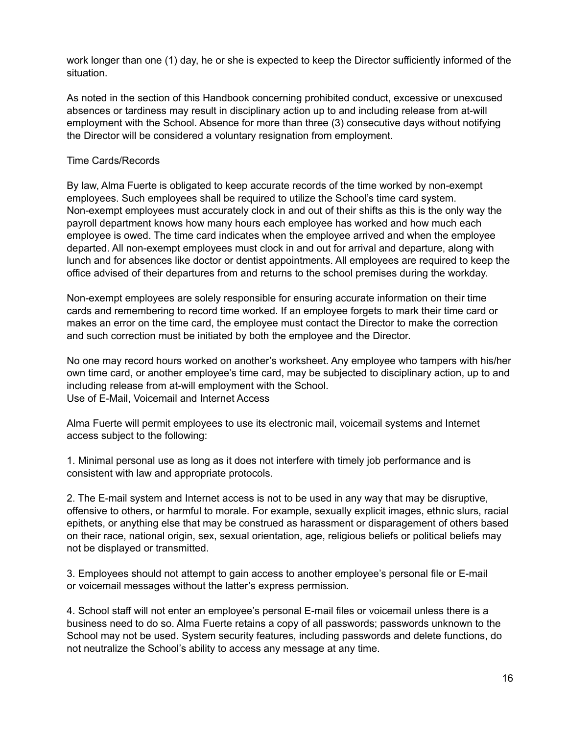work longer than one (1) day, he or she is expected to keep the Director sufficiently informed of the situation.

As noted in the section of this Handbook concerning prohibited conduct, excessive or unexcused absences or tardiness may result in disciplinary action up to and including release from at-will employment with the School. Absence for more than three (3) consecutive days without notifying the Director will be considered a voluntary resignation from employment.

## Time Cards/Records

By law, Alma Fuerte is obligated to keep accurate records of the time worked by non-exempt employees. Such employees shall be required to utilize the School's time card system. Non-exempt employees must accurately clock in and out of their shifts as this is the only way the payroll department knows how many hours each employee has worked and how much each employee is owed. The time card indicates when the employee arrived and when the employee departed. All non-exempt employees must clock in and out for arrival and departure, along with lunch and for absences like doctor or dentist appointments. All employees are required to keep the office advised of their departures from and returns to the school premises during the workday.

Non-exempt employees are solely responsible for ensuring accurate information on their time cards and remembering to record time worked. If an employee forgets to mark their time card or makes an error on the time card, the employee must contact the Director to make the correction and such correction must be initiated by both the employee and the Director.

No one may record hours worked on another's worksheet. Any employee who tampers with his/her own time card, or another employee's time card, may be subjected to disciplinary action, up to and including release from at-will employment with the School.

## Use of E-Mail, Voicemail and Internet Access

Alma Fuerte will permit employees to use its electronic mail, voicemail systems and Internet access subject to the following:

1. Minimal personal use as long as it does not interfere with timely job performance and is consistent with law and appropriate protocols.

2. The E-mail system and Internet access is not to be used in any way that may be disruptive, offensive to others, or harmful to morale. For example, sexually explicit images, ethnic slurs, racial epithets, or anything else that may be construed as harassment or disparagement of others based on their race, national origin, sex, sexual orientation, age, religious beliefs or political beliefs may not be displayed or transmitted.

3. Employees should not attempt to gain access to another employee's personal file or E-mail or voicemail messages without the latter's express permission.

4. School staff will not enter an employee's personal E-mail files or voicemail unless there is a business need to do so. Alma Fuerte retains a copy of all passwords; passwords unknown to the School may not be used. System security features, including passwords and delete functions, do not neutralize the School's ability to access any message at any time.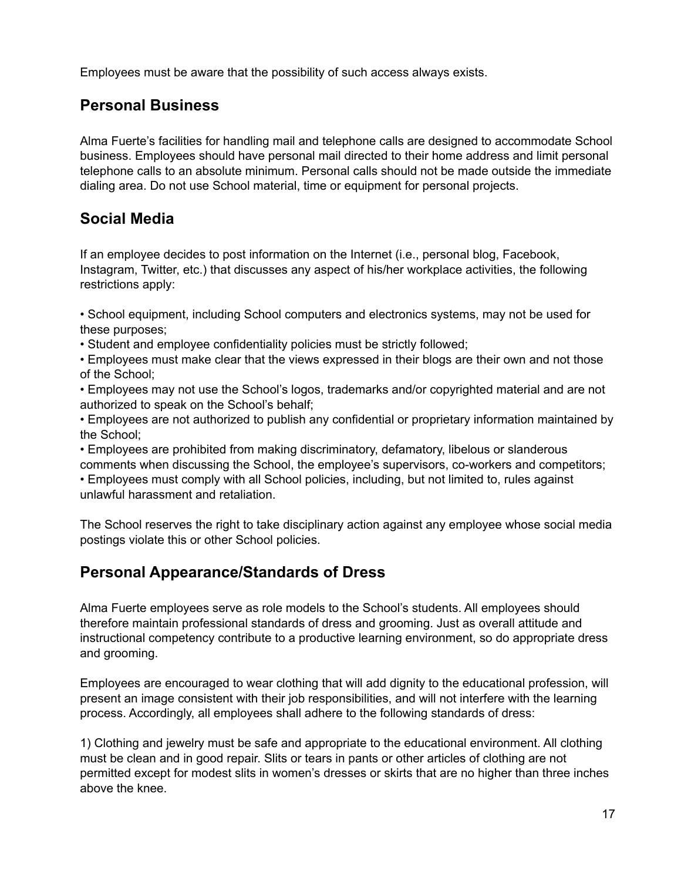Employees must be aware that the possibility of such access always exists.

## Personal Business

Alma Fuerte's facilities for handling mail and telephone calls are designed to accommodate School business. Employees should have personal mail directed to their home address and limit personal telephone calls to an absolute minimum. Personal calls should not be made outside the immediate dialing area. Do not use School material, time or equipment for personal projects.

## Social Media

If an employee decides to post information on the Internet (i.e., personal blog, Facebook, Instagram, Twitter, etc.) that discusses any aspect of his/her workplace activities, the following restrictions apply:

- School equipment, including School computers and electronics systems, may not be used for these purposes;
- Student and employee confidentiality policies must be strictly followed;
- Employees must make clear that the views expressed in their blogs are their own and not those of the School;
- Employees may not use the School's logos, trademarks and/or copyrighted material and are not authorized to speak on the School's behalf;
- Employees are not authorized to publish any confidential or proprietary information maintained by the School;
- Employees are prohibited from making discriminatory, defamatory, libelous or slanderous comments when discussing the School, the employee's supervisors, co-workers and competitors;
- Employees must comply with all School policies, including, but not limited to, rules against unlawful harassment and retaliation.

The School reserves the right to take disciplinary action against any employee whose social media postings violate this or other School policies.

## Personal Appearance/Standards of Dress

Alma Fuerte employees serve as role models to the School's students. All employees should therefore maintain professional standards of dress and grooming. Just as overall attitude and instructional competency contribute to a productive learning environment, so do appropriate dress and grooming.

Employees are encouraged to wear clothing that will add dignity to the educational profession, will present an image consistent with their job responsibilities, and will not interfere with the learning process. Accordingly, all employees shall adhere to the following standards of dress:

1) Clothing and jewelry must be safe and appropriate to the educational environment. All clothing must be clean and in good repair. Slits or tears in pants or other articles of clothing are not permitted except for modest slits in women's dresses or skirts that are no higher than three inches above the knee.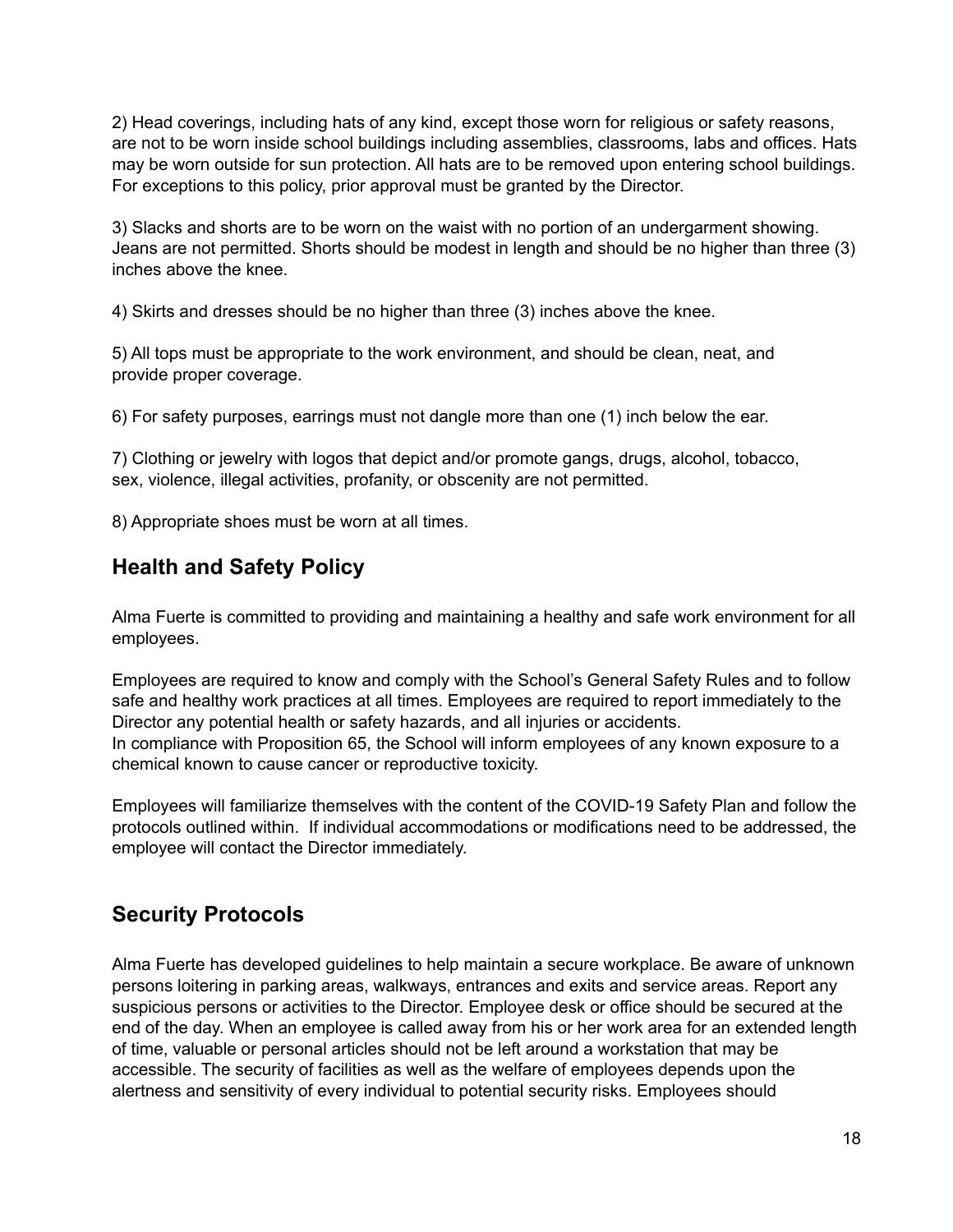2) Head coverings, including hats of any kind, except those worn for religious or safety reasons, are not to be worn inside school buildings including assemblies, classrooms, labs and offices. Hats may be worn outside for sun protection. All hats are to be removed upon entering school buildings. For exceptions to this policy, prior approval must be granted by the Director.

3) Slacks and shorts are to be worn on the waist with no portion of an undergarment showing. Jeans are not permitted. Shorts should be modest in length and should be no higher than three (3) inches above the knee.

4) Skirts and dresses should be no higher than three (3) inches above the knee.

5) All tops must be appropriate to the work environment, and should be clean, neat, and provide proper coverage.

6) For safety purposes, earrings must not dangle more than one (1) inch below the ear.

7) Clothing or jewelry with logos that depict and/or promote gangs, drugs, alcohol, tobacco, sex, violence, illegal activities, profanity, or obscenity are not permitted.

8) Appropriate shoes must be worn at all times.

## Health and Safety Policy

Alma Fuerte is committed to providing and maintaining a healthy and safe work environment for all employees.

Employees are required to know and comply with the School's General Safety Rules and to follow safe and healthy work practices at all times. Employees are required to report immediately to the Director any potential health or safety hazards, and all injuries or accidents.
In compliance with Proposition 65, the School will inform employees of any known exposure to a chemical known to cause cancer or reproductive toxicity.

Employees will familiarize themselves with the content of the COVID-19 Safety Plan and follow the protocols outlined within. If individual accommodations or modifications need to be addressed, the employee will contact the Director immediately.

## Security Protocols

Alma Fuerte has developed guidelines to help maintain a secure workplace. Be aware of unknown persons loitering in parking areas, walkways, entrances and exits and service areas. Report any suspicious persons or activities to the Director. Employee desk or office should be secured at the end of the day. When an employee is called away from his or her work area for an extended length of time, valuable or personal articles should not be left around a workstation that may be accessible. The security of facilities as well as the welfare of employees depends upon the alertness and sensitivity of every individual to potential security risks. Employees should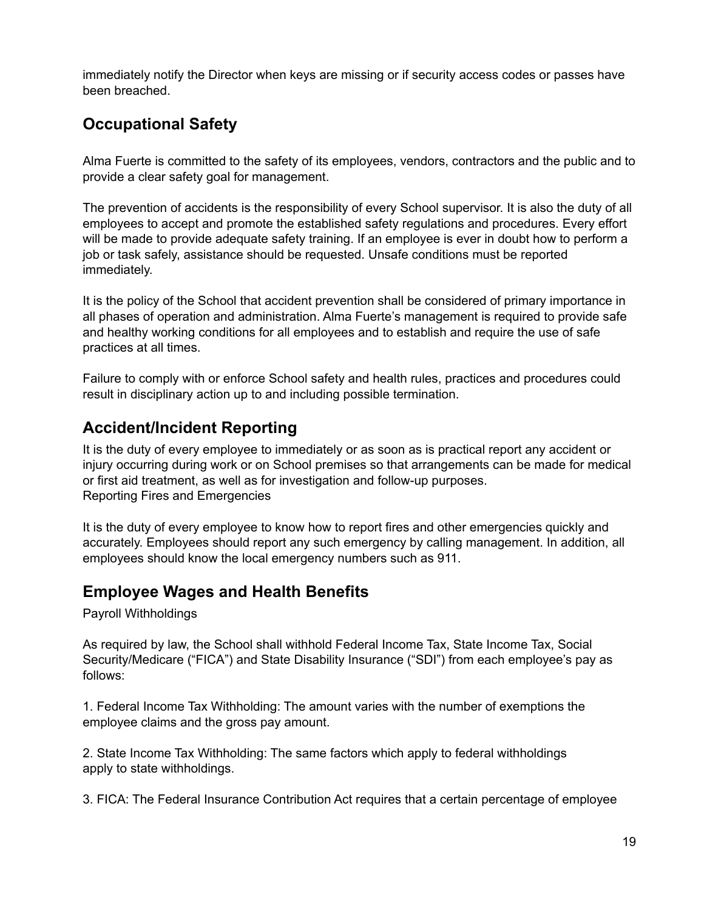immediately notify the Director when keys are missing or if security access codes or passes have been breached.

## Occupational Safety

Alma Fuerte is committed to the safety of its employees, vendors, contractors and the public and to provide a clear safety goal for management.

The prevention of accidents is the responsibility of every School supervisor. It is also the duty of all employees to accept and promote the established safety regulations and procedures. Every effort will be made to provide adequate safety training. If an employee is ever in doubt how to perform a job or task safely, assistance should be requested. Unsafe conditions must be reported immediately.

It is the policy of the School that accident prevention shall be considered of primary importance in all phases of operation and administration. Alma Fuerte's management is required to provide safe and healthy working conditions for all employees and to establish and require the use of safe practices at all times.

Failure to comply with or enforce School safety and health rules, practices and procedures could result in disciplinary action up to and including possible termination.

## Accident/Incident Reporting

It is the duty of every employee to immediately or as soon as is practical report any accident or injury occurring during work or on School premises so that arrangements can be made for medical or first aid treatment, as well as for investigation and follow-up purposes.
Reporting Fires and Emergencies

It is the duty of every employee to know how to report fires and other emergencies quickly and accurately. Employees should report any such emergency by calling management. In addition, all employees should know the local emergency numbers such as 911.

## Employee Wages and Health Benefits

Payroll Withholdings

As required by law, the School shall withhold Federal Income Tax, State Income Tax, Social Security/Medicare ("FICA") and State Disability Insurance ("SDI") from each employee's pay as follows:

1. Federal Income Tax Withholding: The amount varies with the number of exemptions the employee claims and the gross pay amount.

2. State Income Tax Withholding: The same factors which apply to federal withholdings apply to state withholdings.

3. FICA: The Federal Insurance Contribution Act requires that a certain percentage of employee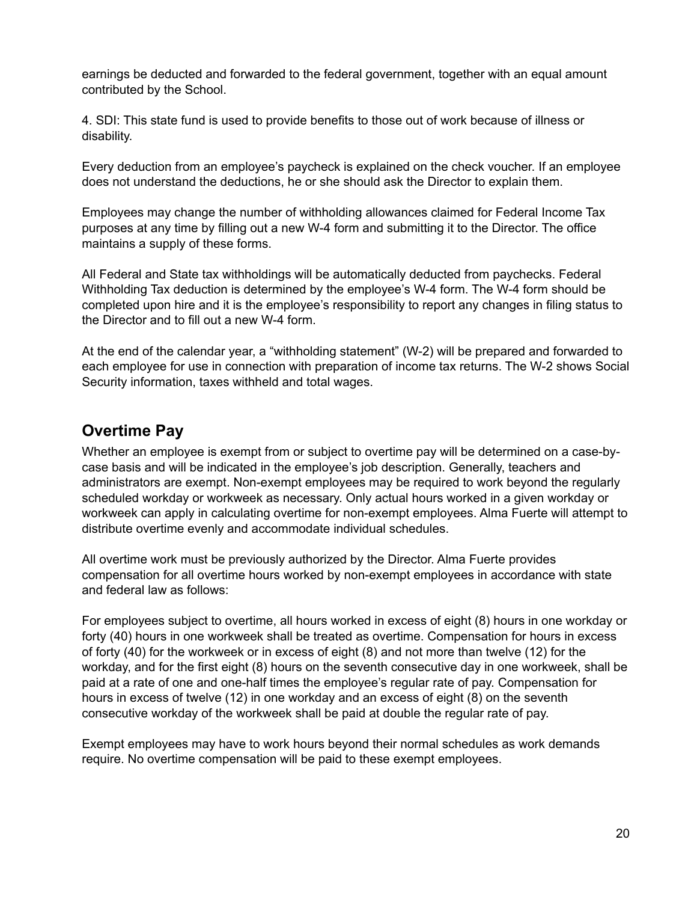earnings be deducted and forwarded to the federal government, together with an equal amount contributed by the School.

4. SDI: This state fund is used to provide benefits to those out of work because of illness or disability.

Every deduction from an employee's paycheck is explained on the check voucher. If an employee does not understand the deductions, he or she should ask the Director to explain them.

Employees may change the number of withholding allowances claimed for Federal Income Tax purposes at any time by filling out a new W-4 form and submitting it to the Director. The office maintains a supply of these forms.

All Federal and State tax withholdings will be automatically deducted from paychecks. Federal Withholding Tax deduction is determined by the employee's W-4 form. The W-4 form should be completed upon hire and it is the employee's responsibility to report any changes in filing status to the Director and to fill out a new W-4 form.

At the end of the calendar year, a "withholding statement" (W-2) will be prepared and forwarded to each employee for use in connection with preparation of income tax returns. The W-2 shows Social Security information, taxes withheld and total wages.

## Overtime Pay

Whether an employee is exempt from or subject to overtime pay will be determined on a case-by-case basis and will be indicated in the employee's job description. Generally, teachers and administrators are exempt. Non-exempt employees may be required to work beyond the regularly scheduled workday or workweek as necessary. Only actual hours worked in a given workday or workweek can apply in calculating overtime for non-exempt employees. Alma Fuerte will attempt to distribute overtime evenly and accommodate individual schedules.

All overtime work must be previously authorized by the Director. Alma Fuerte provides compensation for all overtime hours worked by non-exempt employees in accordance with state and federal law as follows:

For employees subject to overtime, all hours worked in excess of eight (8) hours in one workday or forty (40) hours in one workweek shall be treated as overtime. Compensation for hours in excess of forty (40) for the workweek or in excess of eight (8) and not more than twelve (12) for the workday, and for the first eight (8) hours on the seventh consecutive day in one workweek, shall be paid at a rate of one and one-half times the employee's regular rate of pay. Compensation for hours in excess of twelve (12) in one workday and an excess of eight (8) on the seventh consecutive workday of the workweek shall be paid at double the regular rate of pay.

Exempt employees may have to work hours beyond their normal schedules as work demands require. No overtime compensation will be paid to these exempt employees.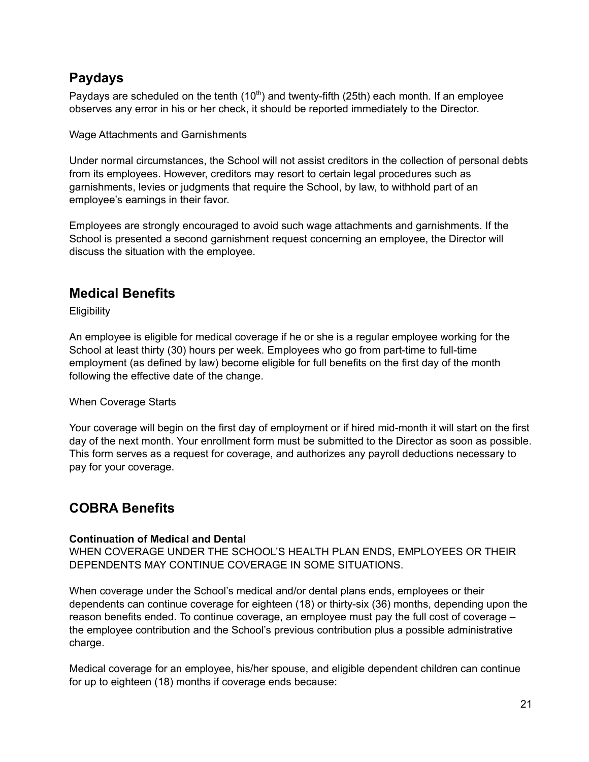## Paydays

Paydays are scheduled on the tenth (10th) and twenty-fifth (25th) each month. If an employee observes any error in his or her check, it should be reported immediately to the Director.

Wage Attachments and Garnishments

Under normal circumstances, the School will not assist creditors in the collection of personal debts from its employees. However, creditors may resort to certain legal procedures such as garnishments, levies or judgments that require the School, by law, to withhold part of an employee's earnings in their favor.

Employees are strongly encouraged to avoid such wage attachments and garnishments. If the School is presented a second garnishment request concerning an employee, the Director will discuss the situation with the employee.

## Medical Benefits

Eligibility

An employee is eligible for medical coverage if he or she is a regular employee working for the School at least thirty (30) hours per week. Employees who go from part-time to full-time employment (as defined by law) become eligible for full benefits on the first day of the month following the effective date of the change.

When Coverage Starts

Your coverage will begin on the first day of employment or if hired mid-month it will start on the first day of the next month. Your enrollment form must be submitted to the Director as soon as possible. This form serves as a request for coverage, and authorizes any payroll deductions necessary to pay for your coverage.

## COBRA Benefits

**Continuation of Medical and Dental**

WHEN COVERAGE UNDER THE SCHOOL'S HEALTH PLAN ENDS, EMPLOYEES OR THEIR DEPENDENTS MAY CONTINUE COVERAGE IN SOME SITUATIONS.

When coverage under the School's medical and/or dental plans ends, employees or their dependents can continue coverage for eighteen (18) or thirty-six (36) months, depending upon the reason benefits ended. To continue coverage, an employee must pay the full cost of coverage – the employee contribution and the School's previous contribution plus a possible administrative charge.

Medical coverage for an employee, his/her spouse, and eligible dependent children can continue for up to eighteen (18) months if coverage ends because: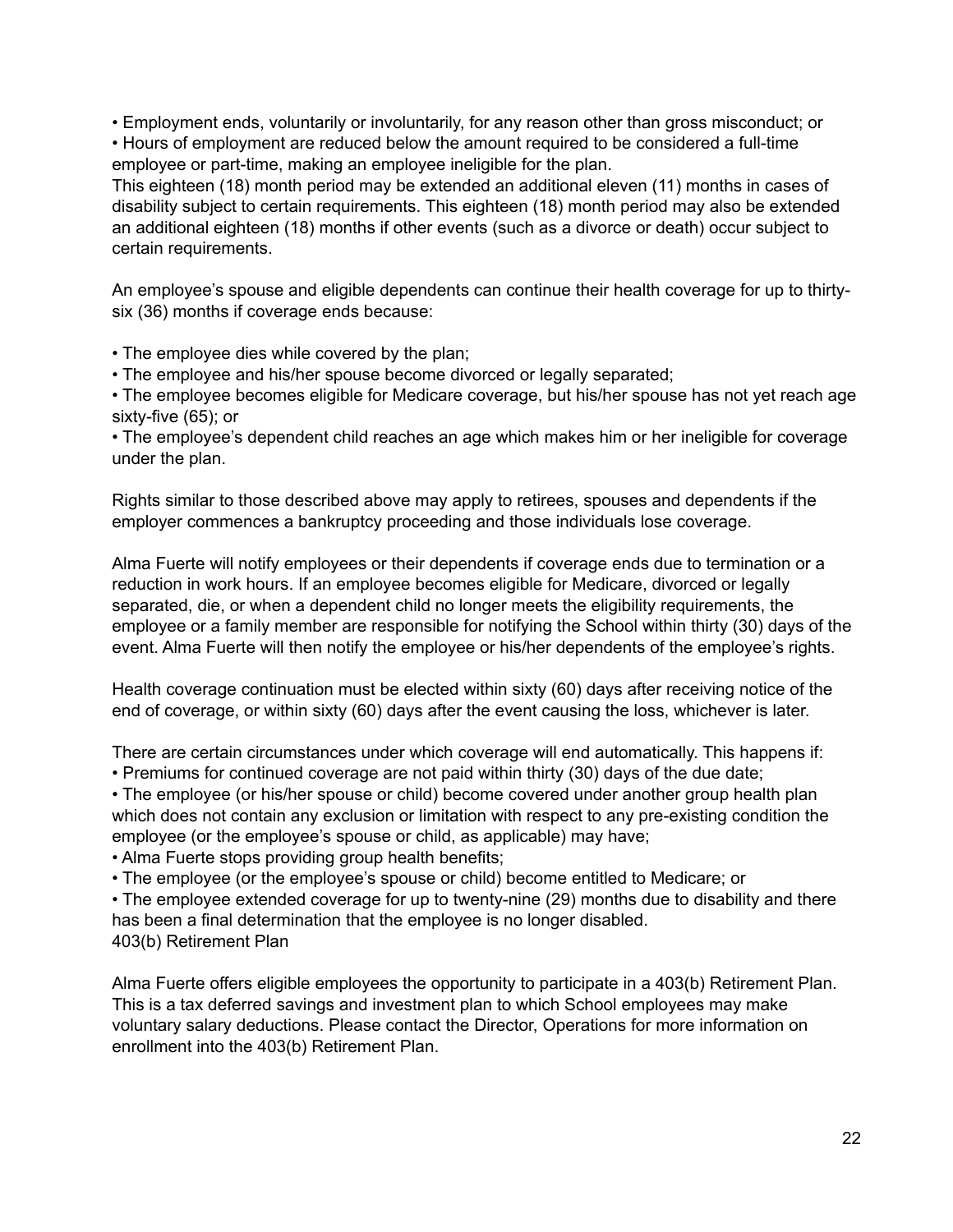- Employment ends, voluntarily or involuntarily, for any reason other than gross misconduct; or
- Hours of employment are reduced below the amount required to be considered a full-time employee or part-time, making an employee ineligible for the plan.

This eighteen (18) month period may be extended an additional eleven (11) months in cases of disability subject to certain requirements. This eighteen (18) month period may also be extended an additional eighteen (18) months if other events (such as a divorce or death) occur subject to certain requirements.

An employee's spouse and eligible dependents can continue their health coverage for up to thirty-six (36) months if coverage ends because:

- The employee dies while covered by the plan;
- The employee and his/her spouse become divorced or legally separated;
- The employee becomes eligible for Medicare coverage, but his/her spouse has not yet reach age sixty-five (65); or
- The employee's dependent child reaches an age which makes him or her ineligible for coverage under the plan.

Rights similar to those described above may apply to retirees, spouses and dependents if the employer commences a bankruptcy proceeding and those individuals lose coverage.

Alma Fuerte will notify employees or their dependents if coverage ends due to termination or a reduction in work hours. If an employee becomes eligible for Medicare, divorced or legally separated, die, or when a dependent child no longer meets the eligibility requirements, the employee or a family member are responsible for notifying the School within thirty (30) days of the event. Alma Fuerte will then notify the employee or his/her dependents of the employee's rights.

Health coverage continuation must be elected within sixty (60) days after receiving notice of the end of coverage, or within sixty (60) days after the event causing the loss, whichever is later.

There are certain circumstances under which coverage will end automatically. This happens if:

- Premiums for continued coverage are not paid within thirty (30) days of the due date;
- The employee (or his/her spouse or child) become covered under another group health plan which does not contain any exclusion or limitation with respect to any pre-existing condition the employee (or the employee's spouse or child, as applicable) may have;
- Alma Fuerte stops providing group health benefits;
- The employee (or the employee's spouse or child) become entitled to Medicare; or
- The employee extended coverage for up to twenty-nine (29) months due to disability and there has been a final determination that the employee is no longer disabled.

## 403(b) Retirement Plan

Alma Fuerte offers eligible employees the opportunity to participate in a 403(b) Retirement Plan. This is a tax deferred savings and investment plan to which School employees may make voluntary salary deductions. Please contact the Director, Operations for more information on enrollment into the 403(b) Retirement Plan.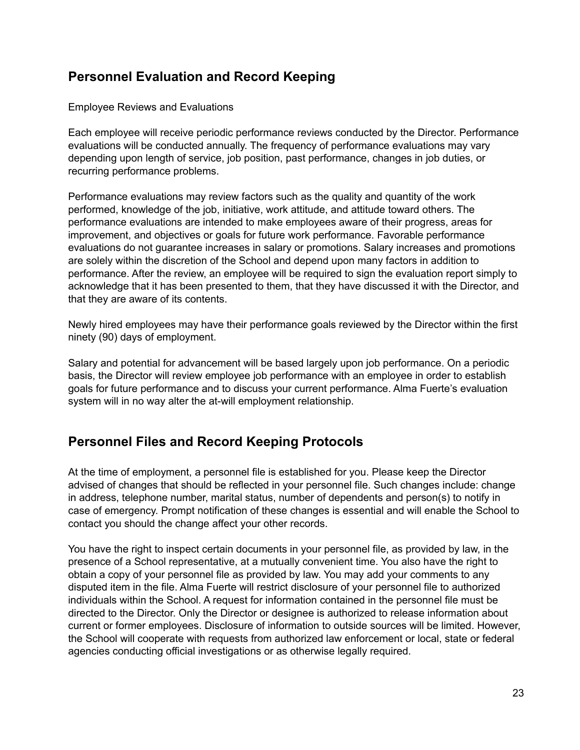## Personnel Evaluation and Record Keeping

Employee Reviews and Evaluations

Each employee will receive periodic performance reviews conducted by the Director. Performance evaluations will be conducted annually. The frequency of performance evaluations may vary depending upon length of service, job position, past performance, changes in job duties, or recurring performance problems.

Performance evaluations may review factors such as the quality and quantity of the work performed, knowledge of the job, initiative, work attitude, and attitude toward others. The performance evaluations are intended to make employees aware of their progress, areas for improvement, and objectives or goals for future work performance. Favorable performance evaluations do not guarantee increases in salary or promotions. Salary increases and promotions are solely within the discretion of the School and depend upon many factors in addition to performance. After the review, an employee will be required to sign the evaluation report simply to acknowledge that it has been presented to them, that they have discussed it with the Director, and that they are aware of its contents.

Newly hired employees may have their performance goals reviewed by the Director within the first ninety (90) days of employment.

Salary and potential for advancement will be based largely upon job performance. On a periodic basis, the Director will review employee job performance with an employee in order to establish goals for future performance and to discuss your current performance. Alma Fuerte's evaluation system will in no way alter the at-will employment relationship.

## Personnel Files and Record Keeping Protocols

At the time of employment, a personnel file is established for you. Please keep the Director advised of changes that should be reflected in your personnel file. Such changes include: change in address, telephone number, marital status, number of dependents and person(s) to notify in case of emergency. Prompt notification of these changes is essential and will enable the School to contact you should the change affect your other records.

You have the right to inspect certain documents in your personnel file, as provided by law, in the presence of a School representative, at a mutually convenient time. You also have the right to obtain a copy of your personnel file as provided by law. You may add your comments to any disputed item in the file. Alma Fuerte will restrict disclosure of your personnel file to authorized individuals within the School. A request for information contained in the personnel file must be directed to the Director. Only the Director or designee is authorized to release information about current or former employees. Disclosure of information to outside sources will be limited. However, the School will cooperate with requests from authorized law enforcement or local, state or federal agencies conducting official investigations or as otherwise legally required.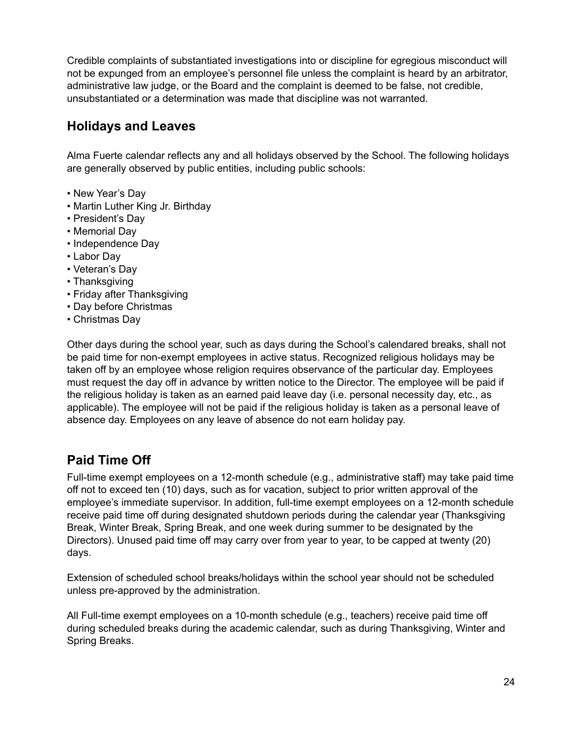Credible complaints of substantiated investigations into or discipline for egregious misconduct will not be expunged from an employee's personnel file unless the complaint is heard by an arbitrator, administrative law judge, or the Board and the complaint is deemed to be false, not credible, unsubstantiated or a determination was made that discipline was not warranted.

## Holidays and Leaves

Alma Fuerte calendar reflects any and all holidays observed by the School. The following holidays are generally observed by public entities, including public schools:

- New Year's Day
- Martin Luther King Jr. Birthday
- President's Day
- Memorial Day
- Independence Day
- Labor Day
- Veteran's Day
- Thanksgiving
- Friday after Thanksgiving
- Day before Christmas
- Christmas Day

Other days during the school year, such as days during the School's calendared breaks, shall not be paid time for non-exempt employees in active status. Recognized religious holidays may be taken off by an employee whose religion requires observance of the particular day. Employees must request the day off in advance by written notice to the Director. The employee will be paid if the religious holiday is taken as an earned paid leave day (i.e. personal necessity day, etc., as applicable). The employee will not be paid if the religious holiday is taken as a personal leave of absence day. Employees on any leave of absence do not earn holiday pay.

## Paid Time Off

Full-time exempt employees on a 12-month schedule (e.g., administrative staff) may take paid time off not to exceed ten (10) days, such as for vacation, subject to prior written approval of the employee's immediate supervisor. In addition, full-time exempt employees on a 12-month schedule receive paid time off during designated shutdown periods during the calendar year (Thanksgiving Break, Winter Break, Spring Break, and one week during summer to be designated by the Directors). Unused paid time off may carry over from year to year, to be capped at twenty (20) days.

Extension of scheduled school breaks/holidays within the school year should not be scheduled unless pre-approved by the administration.

All Full-time exempt employees on a 10-month schedule (e.g., teachers) receive paid time off during scheduled breaks during the academic calendar, such as during Thanksgiving, Winter and Spring Breaks.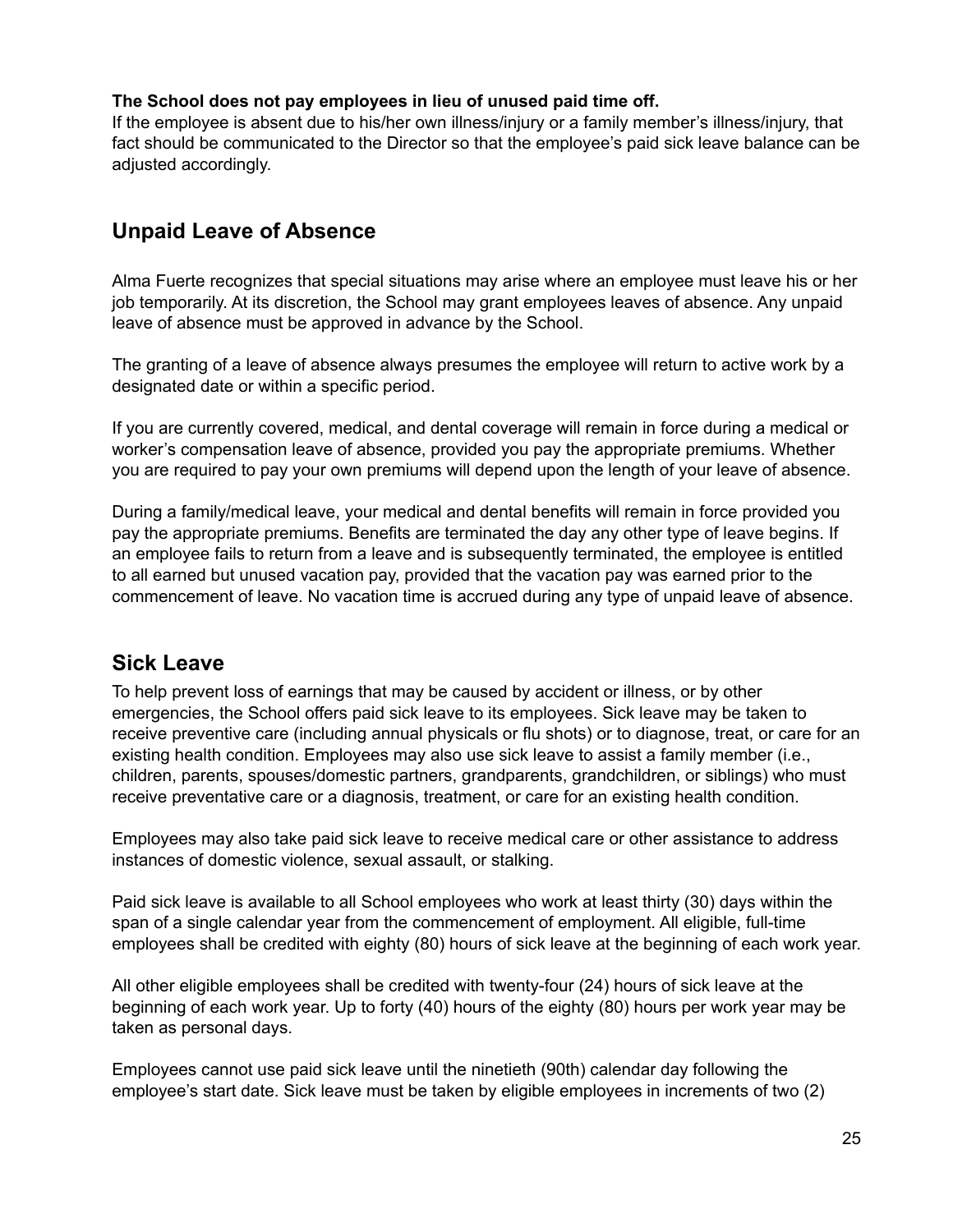**The School does not pay employees in lieu of unused paid time off.**
If the employee is absent due to his/her own illness/injury or a family member's illness/injury, that fact should be communicated to the Director so that the employee's paid sick leave balance can be adjusted accordingly.

## Unpaid Leave of Absence

Alma Fuerte recognizes that special situations may arise where an employee must leave his or her job temporarily. At its discretion, the School may grant employees leaves of absence. Any unpaid leave of absence must be approved in advance by the School.

The granting of a leave of absence always presumes the employee will return to active work by a designated date or within a specific period.

If you are currently covered, medical, and dental coverage will remain in force during a medical or worker's compensation leave of absence, provided you pay the appropriate premiums. Whether you are required to pay your own premiums will depend upon the length of your leave of absence.

During a family/medical leave, your medical and dental benefits will remain in force provided you pay the appropriate premiums. Benefits are terminated the day any other type of leave begins. If an employee fails to return from a leave and is subsequently terminated, the employee is entitled to all earned but unused vacation pay, provided that the vacation pay was earned prior to the commencement of leave. No vacation time is accrued during any type of unpaid leave of absence.

## Sick Leave

To help prevent loss of earnings that may be caused by accident or illness, or by other emergencies, the School offers paid sick leave to its employees. Sick leave may be taken to receive preventive care (including annual physicals or flu shots) or to diagnose, treat, or care for an existing health condition. Employees may also use sick leave to assist a family member (i.e., children, parents, spouses/domestic partners, grandparents, grandchildren, or siblings) who must receive preventative care or a diagnosis, treatment, or care for an existing health condition.

Employees may also take paid sick leave to receive medical care or other assistance to address instances of domestic violence, sexual assault, or stalking.

Paid sick leave is available to all School employees who work at least thirty (30) days within the span of a single calendar year from the commencement of employment. All eligible, full-time employees shall be credited with eighty (80) hours of sick leave at the beginning of each work year.

All other eligible employees shall be credited with twenty-four (24) hours of sick leave at the beginning of each work year. Up to forty (40) hours of the eighty (80) hours per work year may be taken as personal days.

Employees cannot use paid sick leave until the ninetieth (90th) calendar day following the employee's start date. Sick leave must be taken by eligible employees in increments of two (2)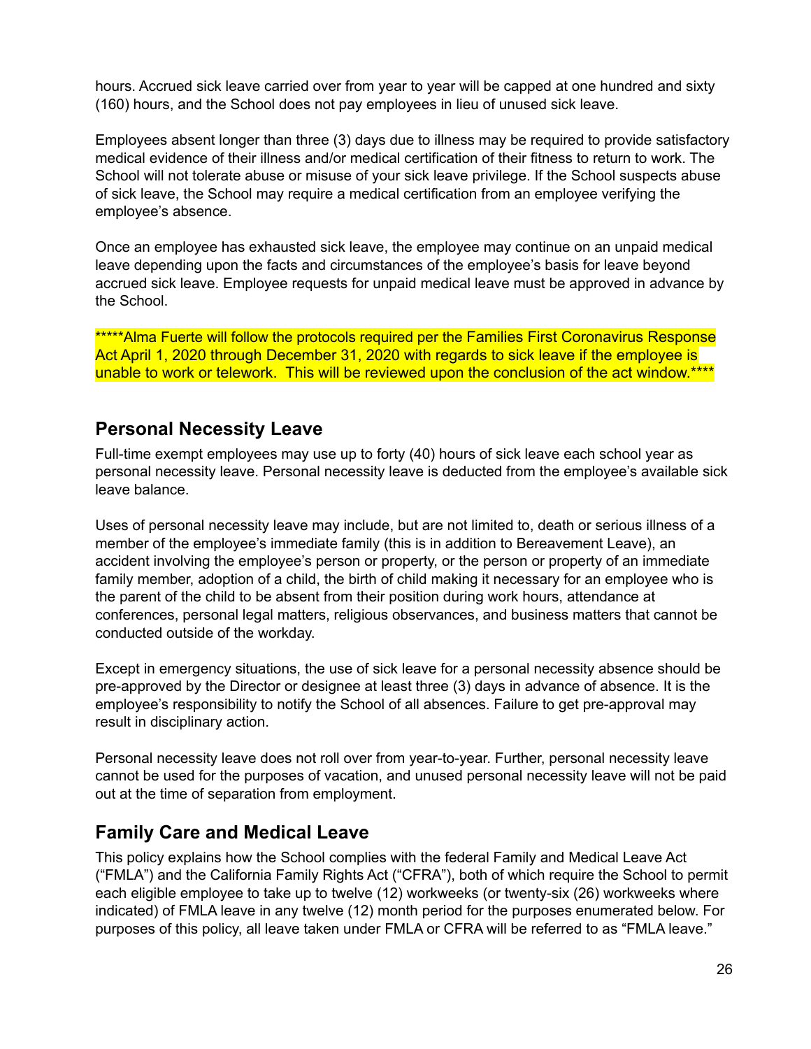hours. Accrued sick leave carried over from year to year will be capped at one hundred and sixty (160) hours, and the School does not pay employees in lieu of unused sick leave.

Employees absent longer than three (3) days due to illness may be required to provide satisfactory medical evidence of their illness and/or medical certification of their fitness to return to work. The School will not tolerate abuse or misuse of your sick leave privilege. If the School suspects abuse of sick leave, the School may require a medical certification from an employee verifying the employee's absence.

Once an employee has exhausted sick leave, the employee may continue on an unpaid medical leave depending upon the facts and circumstances of the employee's basis for leave beyond accrued sick leave. Employee requests for unpaid medical leave must be approved in advance by the School.

*****Alma Fuerte will follow the protocols required per the Families First Coronavirus Response Act April 1, 2020 through December 31, 2020 with regards to sick leave if the employee is unable to work or telework. This will be reviewed upon the conclusion of the act window.****

## Personal Necessity Leave

Full-time exempt employees may use up to forty (40) hours of sick leave each school year as personal necessity leave. Personal necessity leave is deducted from the employee's available sick leave balance.

Uses of personal necessity leave may include, but are not limited to, death or serious illness of a member of the employee's immediate family (this is in addition to Bereavement Leave), an accident involving the employee's person or property, or the person or property of an immediate family member, adoption of a child, the birth of child making it necessary for an employee who is the parent of the child to be absent from their position during work hours, attendance at conferences, personal legal matters, religious observances, and business matters that cannot be conducted outside of the workday.

Except in emergency situations, the use of sick leave for a personal necessity absence should be pre-approved by the Director or designee at least three (3) days in advance of absence. It is the employee's responsibility to notify the School of all absences. Failure to get pre-approval may result in disciplinary action.

Personal necessity leave does not roll over from year-to-year. Further, personal necessity leave cannot be used for the purposes of vacation, and unused personal necessity leave will not be paid out at the time of separation from employment.

## Family Care and Medical Leave

This policy explains how the School complies with the federal Family and Medical Leave Act ("FMLA") and the California Family Rights Act ("CFRA"), both of which require the School to permit each eligible employee to take up to twelve (12) workweeks (or twenty-six (26) workweeks where indicated) of FMLA leave in any twelve (12) month period for the purposes enumerated below. For purposes of this policy, all leave taken under FMLA or CFRA will be referred to as "FMLA leave."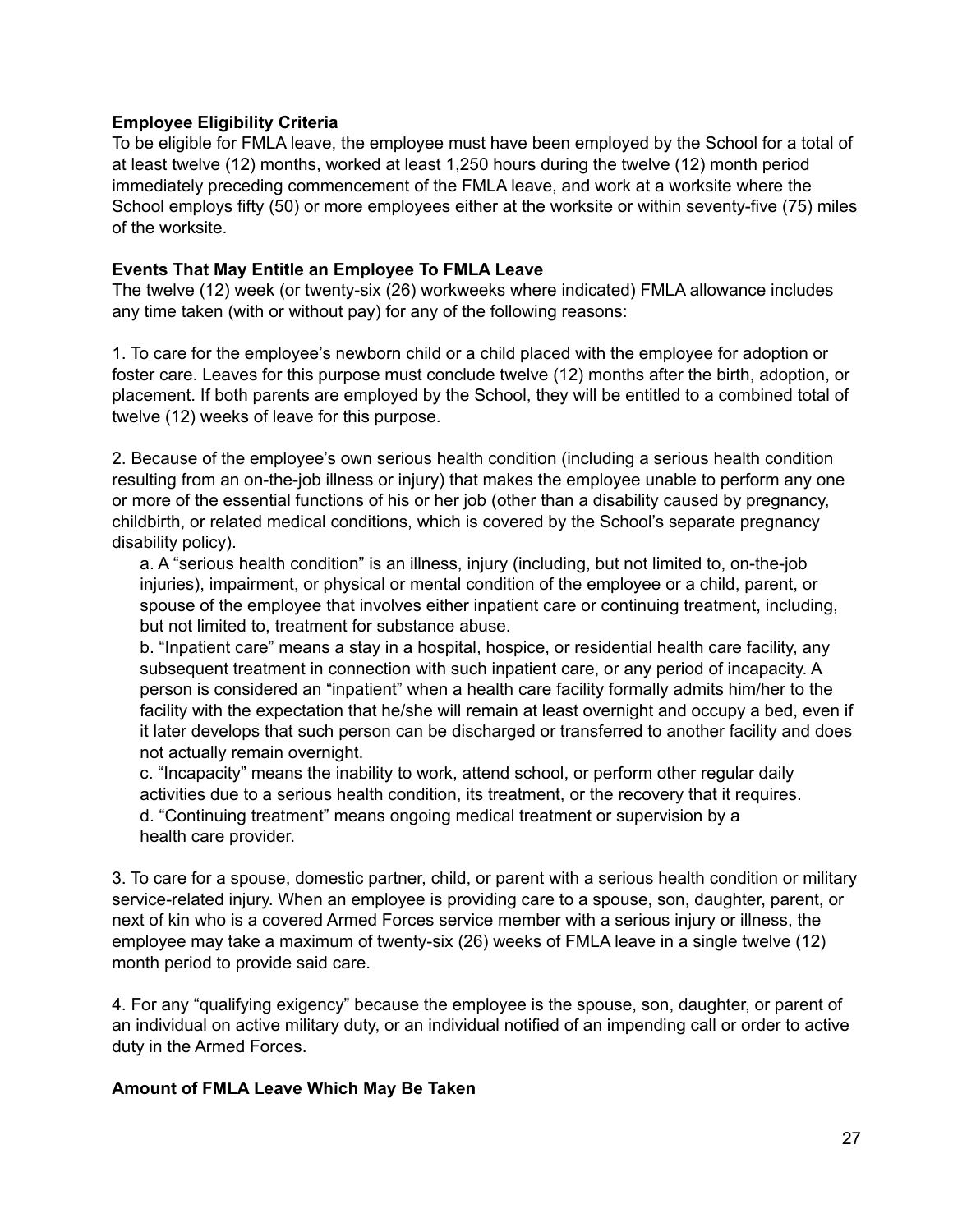**Employee Eligibility Criteria**

To be eligible for FMLA leave, the employee must have been employed by the School for a total of at least twelve (12) months, worked at least 1,250 hours during the twelve (12) month period immediately preceding commencement of the FMLA leave, and work at a worksite where the School employs fifty (50) or more employees either at the worksite or within seventy-five (75) miles of the worksite.

**Events That May Entitle an Employee To FMLA Leave**

The twelve (12) week (or twenty-six (26) workweeks where indicated) FMLA allowance includes any time taken (with or without pay) for any of the following reasons:

1. To care for the employee's newborn child or a child placed with the employee for adoption or foster care. Leaves for this purpose must conclude twelve (12) months after the birth, adoption, or placement. If both parents are employed by the School, they will be entitled to a combined total of twelve (12) weeks of leave for this purpose.

2. Because of the employee's own serious health condition (including a serious health condition resulting from an on-the-job illness or injury) that makes the employee unable to perform any one or more of the essential functions of his or her job (other than a disability caused by pregnancy, childbirth, or related medical conditions, which is covered by the School's separate pregnancy disability policy).
   a. A "serious health condition" is an illness, injury (including, but not limited to, on-the-job injuries), impairment, or physical or mental condition of the employee or a child, parent, or spouse of the employee that involves either inpatient care or continuing treatment, including, but not limited to, treatment for substance abuse.
   b. "Inpatient care" means a stay in a hospital, hospice, or residential health care facility, any subsequent treatment in connection with such inpatient care, or any period of incapacity. A person is considered an "inpatient" when a health care facility formally admits him/her to the facility with the expectation that he/she will remain at least overnight and occupy a bed, even if it later develops that such person can be discharged or transferred to another facility and does not actually remain overnight.
   c. "Incapacity" means the inability to work, attend school, or perform other regular daily activities due to a serious health condition, its treatment, or the recovery that it requires.
   d. "Continuing treatment" means ongoing medical treatment or supervision by a health care provider.

3. To care for a spouse, domestic partner, child, or parent with a serious health condition or military service-related injury. When an employee is providing care to a spouse, son, daughter, parent, or next of kin who is a covered Armed Forces service member with a serious injury or illness, the employee may take a maximum of twenty-six (26) weeks of FMLA leave in a single twelve (12) month period to provide said care.

4. For any "qualifying exigency" because the employee is the spouse, son, daughter, or parent of an individual on active military duty, or an individual notified of an impending call or order to active duty in the Armed Forces.

**Amount of FMLA Leave Which May Be Taken**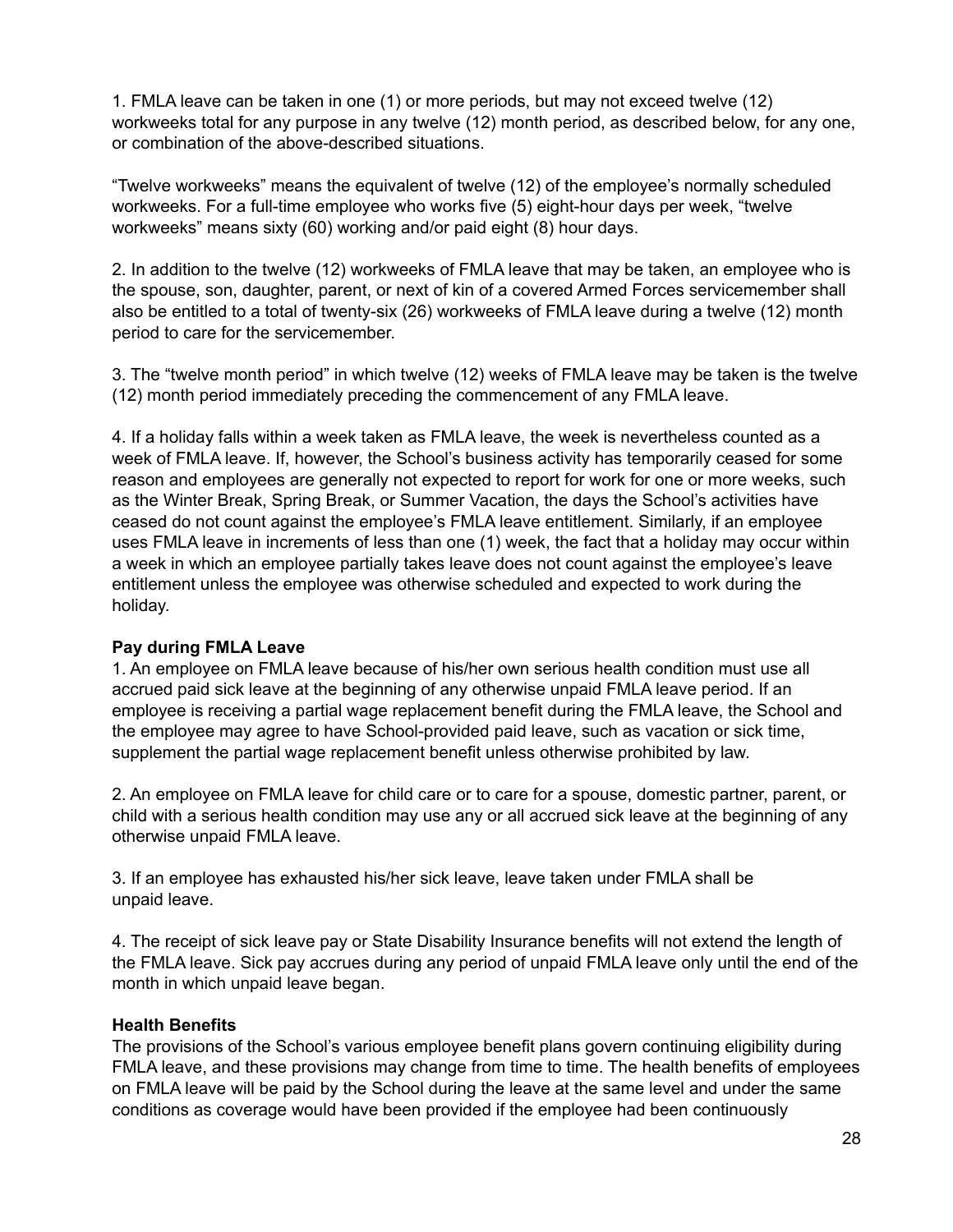1. FMLA leave can be taken in one (1) or more periods, but may not exceed twelve (12) workweeks total for any purpose in any twelve (12) month period, as described below, for any one, or combination of the above-described situations.

"Twelve workweeks" means the equivalent of twelve (12) of the employee's normally scheduled workweeks. For a full-time employee who works five (5) eight-hour days per week, "twelve workweeks" means sixty (60) working and/or paid eight (8) hour days.

2. In addition to the twelve (12) workweeks of FMLA leave that may be taken, an employee who is the spouse, son, daughter, parent, or next of kin of a covered Armed Forces servicemember shall also be entitled to a total of twenty-six (26) workweeks of FMLA leave during a twelve (12) month period to care for the servicemember.

3. The "twelve month period" in which twelve (12) weeks of FMLA leave may be taken is the twelve (12) month period immediately preceding the commencement of any FMLA leave.

4. If a holiday falls within a week taken as FMLA leave, the week is nevertheless counted as a week of FMLA leave. If, however, the School's business activity has temporarily ceased for some reason and employees are generally not expected to report for work for one or more weeks, such as the Winter Break, Spring Break, or Summer Vacation, the days the School's activities have ceased do not count against the employee's FMLA leave entitlement. Similarly, if an employee uses FMLA leave in increments of less than one (1) week, the fact that a holiday may occur within a week in which an employee partially takes leave does not count against the employee's leave entitlement unless the employee was otherwise scheduled and expected to work during the holiday.

**Pay during FMLA Leave**

1. An employee on FMLA leave because of his/her own serious health condition must use all accrued paid sick leave at the beginning of any otherwise unpaid FMLA leave period. If an employee is receiving a partial wage replacement benefit during the FMLA leave, the School and the employee may agree to have School-provided paid leave, such as vacation or sick time, supplement the partial wage replacement benefit unless otherwise prohibited by law.

2. An employee on FMLA leave for child care or to care for a spouse, domestic partner, parent, or child with a serious health condition may use any or all accrued sick leave at the beginning of any otherwise unpaid FMLA leave.

3. If an employee has exhausted his/her sick leave, leave taken under FMLA shall be unpaid leave.

4. The receipt of sick leave pay or State Disability Insurance benefits will not extend the length of the FMLA leave. Sick pay accrues during any period of unpaid FMLA leave only until the end of the month in which unpaid leave began.

**Health Benefits**

The provisions of the School's various employee benefit plans govern continuing eligibility during FMLA leave, and these provisions may change from time to time. The health benefits of employees on FMLA leave will be paid by the School during the leave at the same level and under the same conditions as coverage would have been provided if the employee had been continuously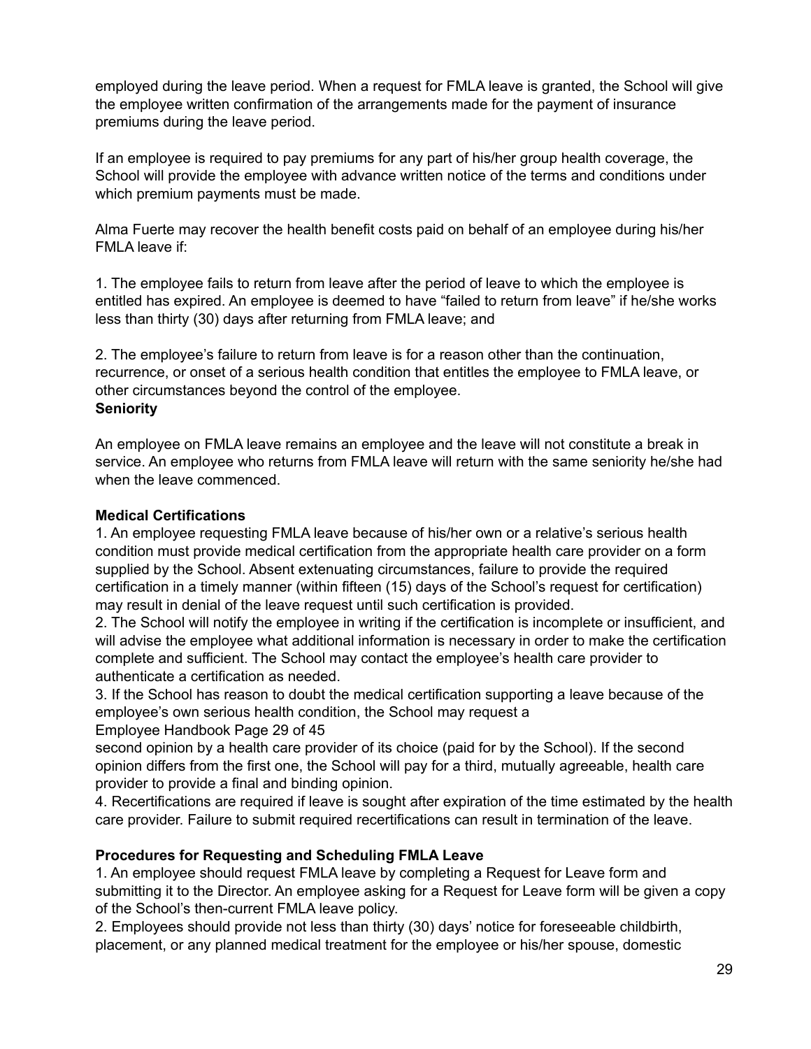employed during the leave period. When a request for FMLA leave is granted, the School will give the employee written confirmation of the arrangements made for the payment of insurance premiums during the leave period.

If an employee is required to pay premiums for any part of his/her group health coverage, the School will provide the employee with advance written notice of the terms and conditions under which premium payments must be made.

Alma Fuerte may recover the health benefit costs paid on behalf of an employee during his/her FMLA leave if:

1. The employee fails to return from leave after the period of leave to which the employee is entitled has expired. An employee is deemed to have "failed to return from leave" if he/she works less than thirty (30) days after returning from FMLA leave; and

2. The employee's failure to return from leave is for a reason other than the continuation, recurrence, or onset of a serious health condition that entitles the employee to FMLA leave, or other circumstances beyond the control of the employee.

**Seniority**

An employee on FMLA leave remains an employee and the leave will not constitute a break in service. An employee who returns from FMLA leave will return with the same seniority he/she had when the leave commenced.

**Medical Certifications**

1. An employee requesting FMLA leave because of his/her own or a relative's serious health condition must provide medical certification from the appropriate health care provider on a form supplied by the School. Absent extenuating circumstances, failure to provide the required certification in a timely manner (within fifteen (15) days of the School's request for certification) may result in denial of the leave request until such certification is provided.
2. The School will notify the employee in writing if the certification is incomplete or insufficient, and will advise the employee what additional information is necessary in order to make the certification complete and sufficient. The School may contact the employee's health care provider to authenticate a certification as needed.
3. If the School has reason to doubt the medical certification supporting a leave because of the employee's own serious health condition, the School may request a second opinion by a health care provider of its choice (paid for by the School). If the second opinion differs from the first one, the School will pay for a third, mutually agreeable, health care provider to provide a final and binding opinion.
4. Recertifications are required if leave is sought after expiration of the time estimated by the health care provider. Failure to submit required recertifications can result in termination of the leave.

**Procedures for Requesting and Scheduling FMLA Leave**

1. An employee should request FMLA leave by completing a Request for Leave form and submitting it to the Director. An employee asking for a Request for Leave form will be given a copy of the School's then-current FMLA leave policy.
2. Employees should provide not less than thirty (30) days' notice for foreseeable childbirth, placement, or any planned medical treatment for the employee or his/her spouse, domestic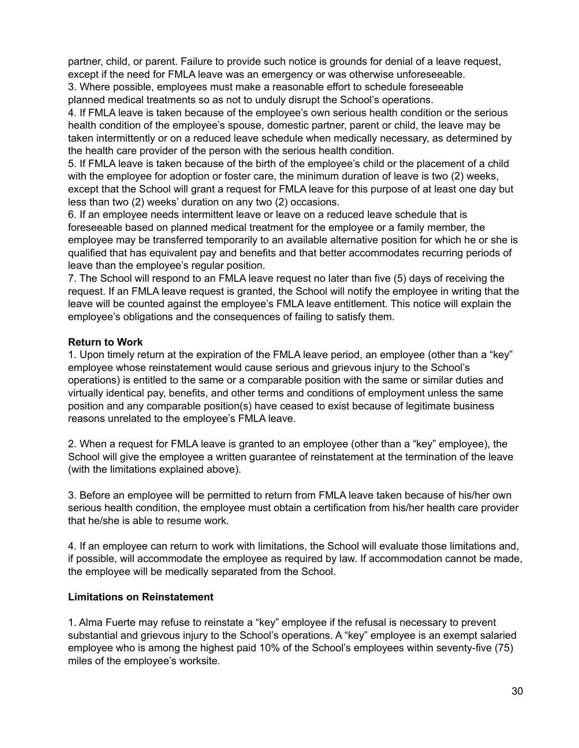partner, child, or parent. Failure to provide such notice is grounds for denial of a leave request, except if the need for FMLA leave was an emergency or was otherwise unforeseeable.

3. Where possible, employees must make a reasonable effort to schedule foreseeable planned medical treatments so as not to unduly disrupt the School's operations.

4. If FMLA leave is taken because of the employee's own serious health condition or the serious health condition of the employee's spouse, domestic partner, parent or child, the leave may be taken intermittently or on a reduced leave schedule when medically necessary, as determined by the health care provider of the person with the serious health condition.

5. If FMLA leave is taken because of the birth of the employee's child or the placement of a child with the employee for adoption or foster care, the minimum duration of leave is two (2) weeks, except that the School will grant a request for FMLA leave for this purpose of at least one day but less than two (2) weeks' duration on any two (2) occasions.

6. If an employee needs intermittent leave or leave on a reduced leave schedule that is foreseeable based on planned medical treatment for the employee or a family member, the employee may be transferred temporarily to an available alternative position for which he or she is qualified that has equivalent pay and benefits and that better accommodates recurring periods of leave than the employee's regular position.

7. The School will respond to an FMLA leave request no later than five (5) days of receiving the request. If an FMLA leave request is granted, the School will notify the employee in writing that the leave will be counted against the employee's FMLA leave entitlement. This notice will explain the employee's obligations and the consequences of failing to satisfy them.

**Return to Work**

1. Upon timely return at the expiration of the FMLA leave period, an employee (other than a "key" employee whose reinstatement would cause serious and grievous injury to the School's operations) is entitled to the same or a comparable position with the same or similar duties and virtually identical pay, benefits, and other terms and conditions of employment unless the same position and any comparable position(s) have ceased to exist because of legitimate business reasons unrelated to the employee's FMLA leave.

2. When a request for FMLA leave is granted to an employee (other than a "key" employee), the School will give the employee a written guarantee of reinstatement at the termination of the leave (with the limitations explained above).

3. Before an employee will be permitted to return from FMLA leave taken because of his/her own serious health condition, the employee must obtain a certification from his/her health care provider that he/she is able to resume work.

4. If an employee can return to work with limitations, the School will evaluate those limitations and, if possible, will accommodate the employee as required by law. If accommodation cannot be made, the employee will be medically separated from the School.

**Limitations on Reinstatement**

1. Alma Fuerte may refuse to reinstate a "key" employee if the refusal is necessary to prevent substantial and grievous injury to the School's operations. A "key" employee is an exempt salaried employee who is among the highest paid 10% of the School's employees within seventy-five (75) miles of the employee's worksite.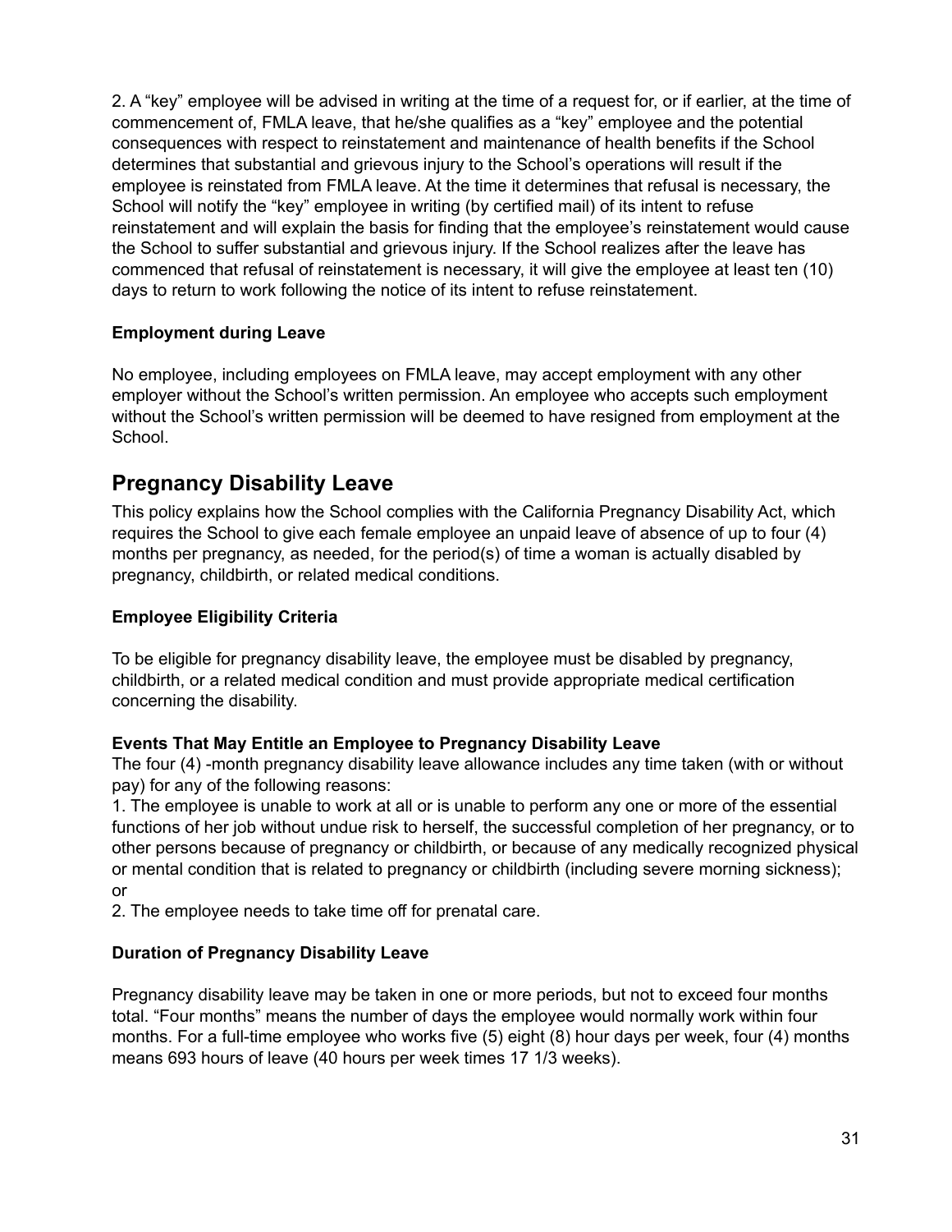2. A “key” employee will be advised in writing at the time of a request for, or if earlier, at the time of commencement of, FMLA leave, that he/she qualifies as a “key” employee and the potential consequences with respect to reinstatement and maintenance of health benefits if the School determines that substantial and grievous injury to the School’s operations will result if the employee is reinstated from FMLA leave. At the time it determines that refusal is necessary, the School will notify the “key” employee in writing (by certified mail) of its intent to refuse reinstatement and will explain the basis for finding that the employee’s reinstatement would cause the School to suffer substantial and grievous injury. If the School realizes after the leave has commenced that refusal of reinstatement is necessary, it will give the employee at least ten (10) days to return to work following the notice of its intent to refuse reinstatement.

**Employment during Leave**

No employee, including employees on FMLA leave, may accept employment with any other employer without the School’s written permission. An employee who accepts such employment without the School’s written permission will be deemed to have resigned from employment at the School.

## Pregnancy Disability Leave

This policy explains how the School complies with the California Pregnancy Disability Act, which requires the School to give each female employee an unpaid leave of absence of up to four (4) months per pregnancy, as needed, for the period(s) of time a woman is actually disabled by pregnancy, childbirth, or related medical conditions.

**Employee Eligibility Criteria**

To be eligible for pregnancy disability leave, the employee must be disabled by pregnancy, childbirth, or a related medical condition and must provide appropriate medical certification concerning the disability.

**Events That May Entitle an Employee to Pregnancy Disability Leave**

The four (4) -month pregnancy disability leave allowance includes any time taken (with or without pay) for any of the following reasons:

1. The employee is unable to work at all or is unable to perform any one or more of the essential functions of her job without undue risk to herself, the successful completion of her pregnancy, or to other persons because of pregnancy or childbirth, or because of any medically recognized physical or mental condition that is related to pregnancy or childbirth (including severe morning sickness); or
2. The employee needs to take time off for prenatal care.

**Duration of Pregnancy Disability Leave**

Pregnancy disability leave may be taken in one or more periods, but not to exceed four months total. “Four months” means the number of days the employee would normally work within four months. For a full-time employee who works five (5) eight (8) hour days per week, four (4) months means 693 hours of leave (40 hours per week times 17 1/3 weeks).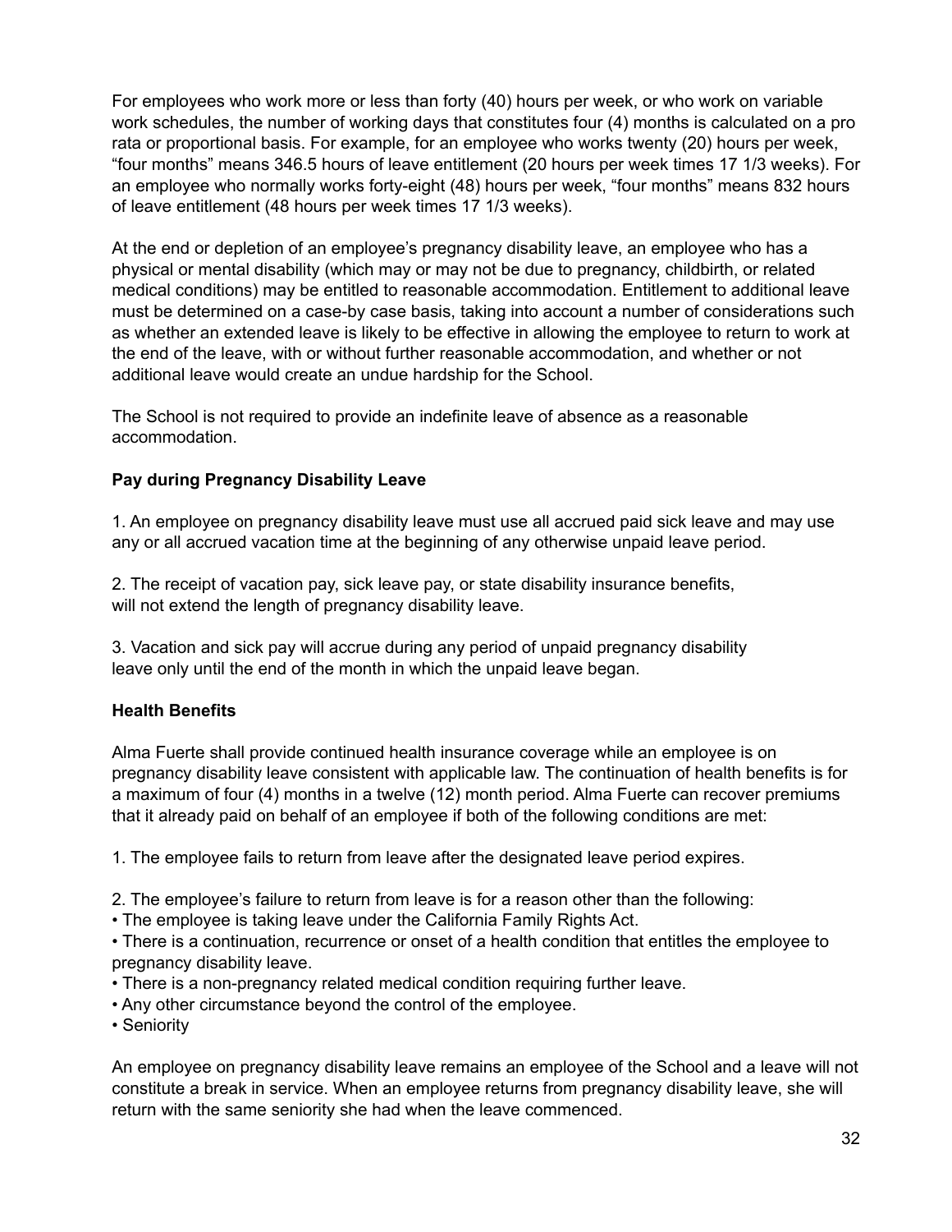For employees who work more or less than forty (40) hours per week, or who work on variable work schedules, the number of working days that constitutes four (4) months is calculated on a pro rata or proportional basis. For example, for an employee who works twenty (20) hours per week, “four months” means 346.5 hours of leave entitlement (20 hours per week times 17 1/3 weeks). For an employee who normally works forty-eight (48) hours per week, “four months” means 832 hours of leave entitlement (48 hours per week times 17 1/3 weeks).

At the end or depletion of an employee’s pregnancy disability leave, an employee who has a physical or mental disability (which may or may not be due to pregnancy, childbirth, or related medical conditions) may be entitled to reasonable accommodation. Entitlement to additional leave must be determined on a case-by case basis, taking into account a number of considerations such as whether an extended leave is likely to be effective in allowing the employee to return to work at the end of the leave, with or without further reasonable accommodation, and whether or not additional leave would create an undue hardship for the School.

The School is not required to provide an indefinite leave of absence as a reasonable accommodation.

**Pay during Pregnancy Disability Leave**

1. An employee on pregnancy disability leave must use all accrued paid sick leave and may use any or all accrued vacation time at the beginning of any otherwise unpaid leave period.

2. The receipt of vacation pay, sick leave pay, or state disability insurance benefits, will not extend the length of pregnancy disability leave.

3. Vacation and sick pay will accrue during any period of unpaid pregnancy disability leave only until the end of the month in which the unpaid leave began.

**Health Benefits**

Alma Fuerte shall provide continued health insurance coverage while an employee is on pregnancy disability leave consistent with applicable law. The continuation of health benefits is for a maximum of four (4) months in a twelve (12) month period. Alma Fuerte can recover premiums that it already paid on behalf of an employee if both of the following conditions are met:

1. The employee fails to return from leave after the designated leave period expires.

2. The employee’s failure to return from leave is for a reason other than the following:
- The employee is taking leave under the California Family Rights Act.
- There is a continuation, recurrence or onset of a health condition that entitles the employee to pregnancy disability leave.
- There is a non-pregnancy related medical condition requiring further leave.
- Any other circumstance beyond the control of the employee.
- Seniority

An employee on pregnancy disability leave remains an employee of the School and a leave will not constitute a break in service. When an employee returns from pregnancy disability leave, she will return with the same seniority she had when the leave commenced.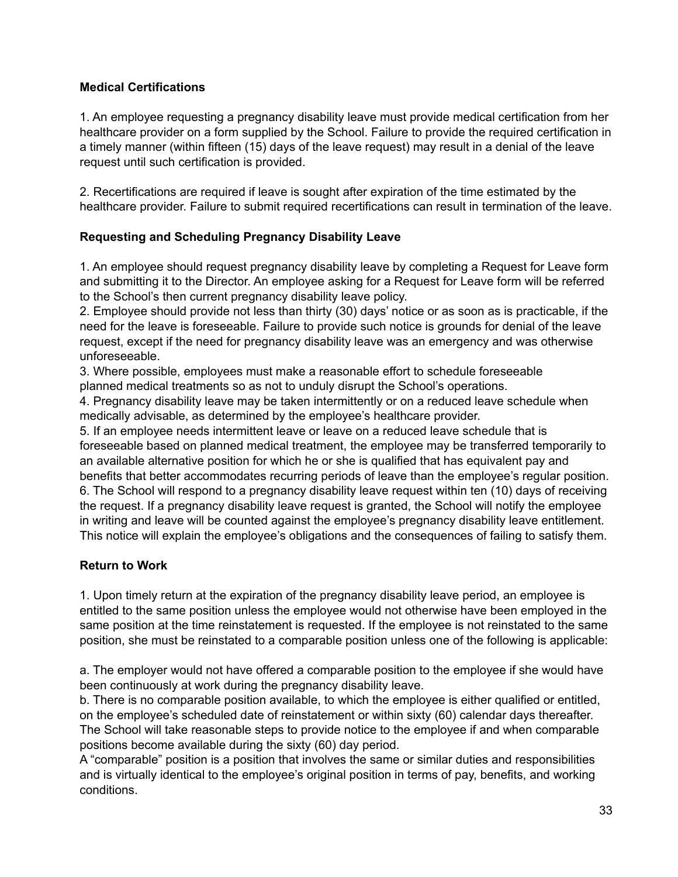**Medical Certifications**

1. An employee requesting a pregnancy disability leave must provide medical certification from her healthcare provider on a form supplied by the School. Failure to provide the required certification in a timely manner (within fifteen (15) days of the leave request) may result in a denial of the leave request until such certification is provided.

2. Recertifications are required if leave is sought after expiration of the time estimated by the healthcare provider. Failure to submit required recertifications can result in termination of the leave.

**Requesting and Scheduling Pregnancy Disability Leave**

1. An employee should request pregnancy disability leave by completing a Request for Leave form and submitting it to the Director. An employee asking for a Request for Leave form will be referred to the School's then current pregnancy disability leave policy.
2. Employee should provide not less than thirty (30) days' notice or as soon as is practicable, if the need for the leave is foreseeable. Failure to provide such notice is grounds for denial of the leave request, except if the need for pregnancy disability leave was an emergency and was otherwise unforeseeable.
3. Where possible, employees must make a reasonable effort to schedule foreseeable planned medical treatments so as not to unduly disrupt the School's operations.
4. Pregnancy disability leave may be taken intermittently or on a reduced leave schedule when medically advisable, as determined by the employee's healthcare provider.
5. If an employee needs intermittent leave or leave on a reduced leave schedule that is foreseeable based on planned medical treatment, the employee may be transferred temporarily to an available alternative position for which he or she is qualified that has equivalent pay and benefits that better accommodates recurring periods of leave than the employee's regular position.
6. The School will respond to a pregnancy disability leave request within ten (10) days of receiving the request. If a pregnancy disability leave request is granted, the School will notify the employee in writing and leave will be counted against the employee's pregnancy disability leave entitlement. This notice will explain the employee's obligations and the consequences of failing to satisfy them.

**Return to Work**

1. Upon timely return at the expiration of the pregnancy disability leave period, an employee is entitled to the same position unless the employee would not otherwise have been employed in the same position at the time reinstatement is requested. If the employee is not reinstated to the same position, she must be reinstated to a comparable position unless one of the following is applicable:

a. The employer would not have offered a comparable position to the employee if she would have been continuously at work during the pregnancy disability leave.
b. There is no comparable position available, to which the employee is either qualified or entitled, on the employee's scheduled date of reinstatement or within sixty (60) calendar days thereafter. The School will take reasonable steps to provide notice to the employee if and when comparable positions become available during the sixty (60) day period.
A "comparable" position is a position that involves the same or similar duties and responsibilities and is virtually identical to the employee's original position in terms of pay, benefits, and working conditions.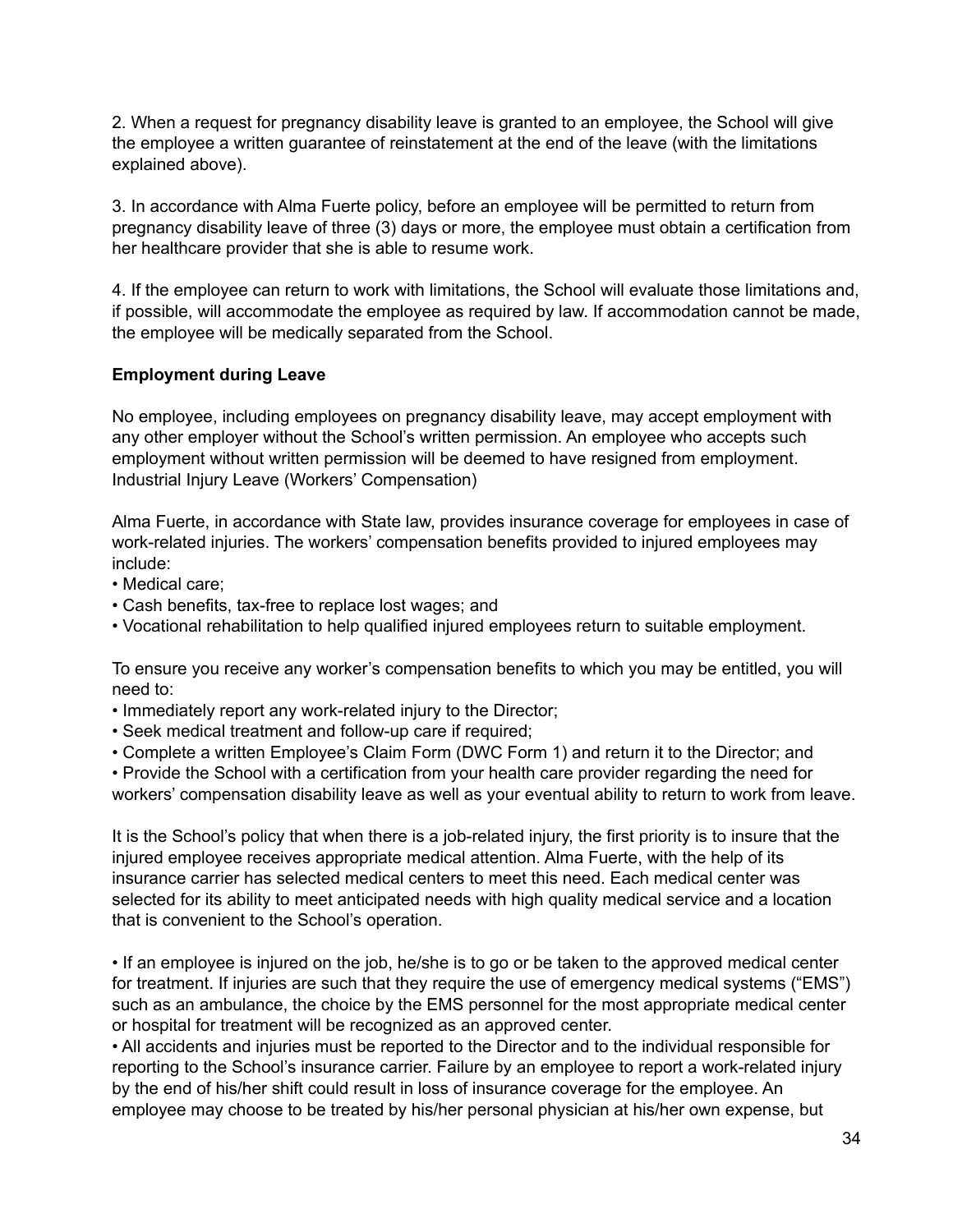2. When a request for pregnancy disability leave is granted to an employee, the School will give the employee a written guarantee of reinstatement at the end of the leave (with the limitations explained above).

3. In accordance with Alma Fuerte policy, before an employee will be permitted to return from pregnancy disability leave of three (3) days or more, the employee must obtain a certification from her healthcare provider that she is able to resume work.

4. If the employee can return to work with limitations, the School will evaluate those limitations and, if possible, will accommodate the employee as required by law. If accommodation cannot be made, the employee will be medically separated from the School.

**Employment during Leave**

No employee, including employees on pregnancy disability leave, may accept employment with any other employer without the School's written permission. An employee who accepts such employment without written permission will be deemed to have resigned from employment.
Industrial Injury Leave (Workers' Compensation)

Alma Fuerte, in accordance with State law, provides insurance coverage for employees in case of work-related injuries. The workers' compensation benefits provided to injured employees may include:
• Medical care;
• Cash benefits, tax-free to replace lost wages; and
• Vocational rehabilitation to help qualified injured employees return to suitable employment.

To ensure you receive any worker's compensation benefits to which you may be entitled, you will need to:
• Immediately report any work-related injury to the Director;
• Seek medical treatment and follow-up care if required;
• Complete a written Employee's Claim Form (DWC Form 1) and return it to the Director; and
• Provide the School with a certification from your health care provider regarding the need for workers' compensation disability leave as well as your eventual ability to return to work from leave.

It is the School's policy that when there is a job-related injury, the first priority is to insure that the injured employee receives appropriate medical attention. Alma Fuerte, with the help of its insurance carrier has selected medical centers to meet this need. Each medical center was selected for its ability to meet anticipated needs with high quality medical service and a location that is convenient to the School's operation.

• If an employee is injured on the job, he/she is to go or be taken to the approved medical center for treatment. If injuries are such that they require the use of emergency medical systems ("EMS") such as an ambulance, the choice by the EMS personnel for the most appropriate medical center or hospital for treatment will be recognized as an approved center.
• All accidents and injuries must be reported to the Director and to the individual responsible for reporting to the School's insurance carrier. Failure by an employee to report a work-related injury by the end of his/her shift could result in loss of insurance coverage for the employee. An employee may choose to be treated by his/her personal physician at his/her own expense, but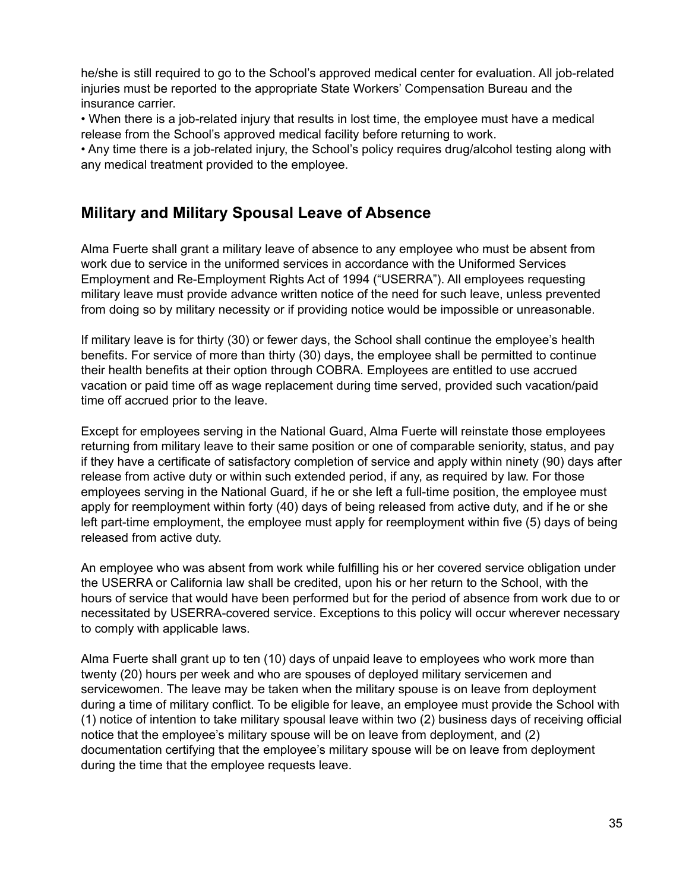he/she is still required to go to the School's approved medical center for evaluation. All job-related injuries must be reported to the appropriate State Workers' Compensation Bureau and the insurance carrier.

- When there is a job-related injury that results in lost time, the employee must have a medical release from the School's approved medical facility before returning to work.
- Any time there is a job-related injury, the School's policy requires drug/alcohol testing along with any medical treatment provided to the employee.

## Military and Military Spousal Leave of Absence

Alma Fuerte shall grant a military leave of absence to any employee who must be absent from work due to service in the uniformed services in accordance with the Uniformed Services Employment and Re-Employment Rights Act of 1994 ("USERRA"). All employees requesting military leave must provide advance written notice of the need for such leave, unless prevented from doing so by military necessity or if providing notice would be impossible or unreasonable.

If military leave is for thirty (30) or fewer days, the School shall continue the employee's health benefits. For service of more than thirty (30) days, the employee shall be permitted to continue their health benefits at their option through COBRA. Employees are entitled to use accrued vacation or paid time off as wage replacement during time served, provided such vacation/paid time off accrued prior to the leave.

Except for employees serving in the National Guard, Alma Fuerte will reinstate those employees returning from military leave to their same position or one of comparable seniority, status, and pay if they have a certificate of satisfactory completion of service and apply within ninety (90) days after release from active duty or within such extended period, if any, as required by law. For those employees serving in the National Guard, if he or she left a full-time position, the employee must apply for reemployment within forty (40) days of being released from active duty, and if he or she left part-time employment, the employee must apply for reemployment within five (5) days of being released from active duty.

An employee who was absent from work while fulfilling his or her covered service obligation under the USERRA or California law shall be credited, upon his or her return to the School, with the hours of service that would have been performed but for the period of absence from work due to or necessitated by USERRA-covered service. Exceptions to this policy will occur wherever necessary to comply with applicable laws.

Alma Fuerte shall grant up to ten (10) days of unpaid leave to employees who work more than twenty (20) hours per week and who are spouses of deployed military servicemen and servicewomen. The leave may be taken when the military spouse is on leave from deployment during a time of military conflict. To be eligible for leave, an employee must provide the School with (1) notice of intention to take military spousal leave within two (2) business days of receiving official notice that the employee's military spouse will be on leave from deployment, and (2) documentation certifying that the employee's military spouse will be on leave from deployment during the time that the employee requests leave.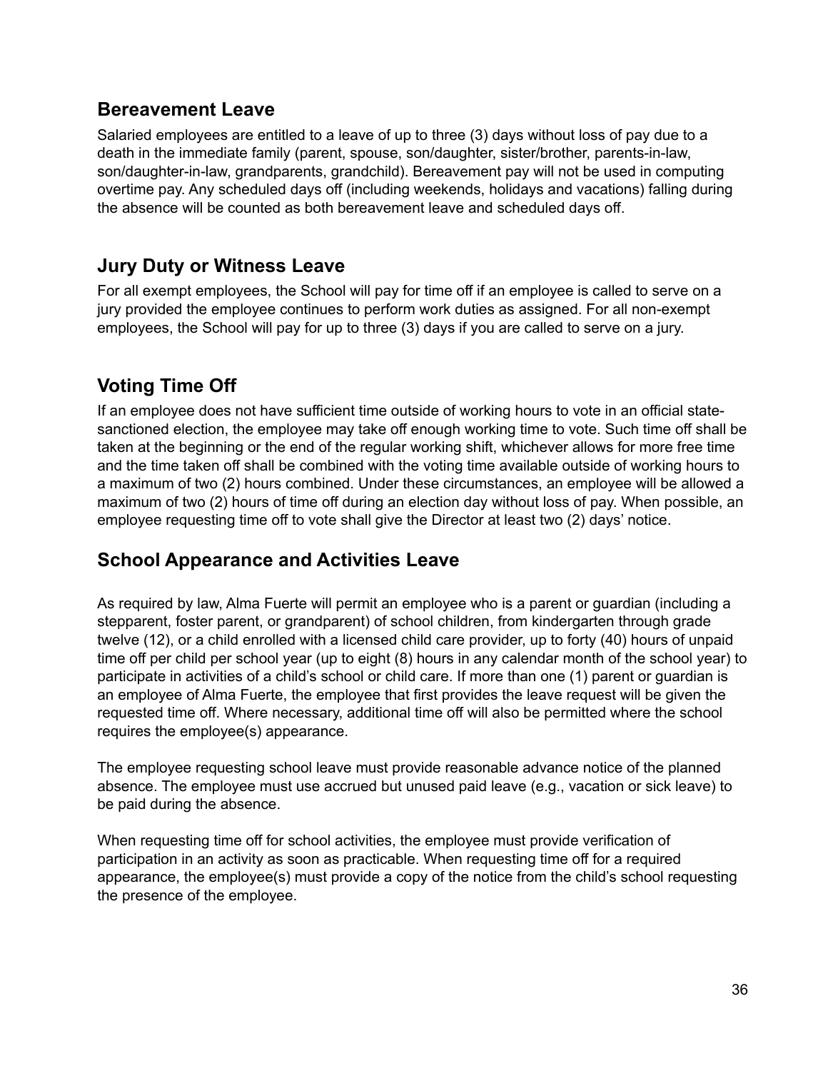## Bereavement Leave

Salaried employees are entitled to a leave of up to three (3) days without loss of pay due to a death in the immediate family (parent, spouse, son/daughter, sister/brother, parents-in-law, son/daughter-in-law, grandparents, grandchild). Bereavement pay will not be used in computing overtime pay. Any scheduled days off (including weekends, holidays and vacations) falling during the absence will be counted as both bereavement leave and scheduled days off.

## Jury Duty or Witness Leave

For all exempt employees, the School will pay for time off if an employee is called to serve on a jury provided the employee continues to perform work duties as assigned. For all non-exempt employees, the School will pay for up to three (3) days if you are called to serve on a jury.

## Voting Time Off

If an employee does not have sufficient time outside of working hours to vote in an official state-sanctioned election, the employee may take off enough working time to vote. Such time off shall be taken at the beginning or the end of the regular working shift, whichever allows for more free time and the time taken off shall be combined with the voting time available outside of working hours to a maximum of two (2) hours combined. Under these circumstances, an employee will be allowed a maximum of two (2) hours of time off during an election day without loss of pay. When possible, an employee requesting time off to vote shall give the Director at least two (2) days' notice.

## School Appearance and Activities Leave

As required by law, Alma Fuerte will permit an employee who is a parent or guardian (including a stepparent, foster parent, or grandparent) of school children, from kindergarten through grade twelve (12), or a child enrolled with a licensed child care provider, up to forty (40) hours of unpaid time off per child per school year (up to eight (8) hours in any calendar month of the school year) to participate in activities of a child's school or child care. If more than one (1) parent or guardian is an employee of Alma Fuerte, the employee that first provides the leave request will be given the requested time off. Where necessary, additional time off will also be permitted where the school requires the employee(s) appearance.

The employee requesting school leave must provide reasonable advance notice of the planned absence. The employee must use accrued but unused paid leave (e.g., vacation or sick leave) to be paid during the absence.

When requesting time off for school activities, the employee must provide verification of participation in an activity as soon as practicable. When requesting time off for a required appearance, the employee(s) must provide a copy of the notice from the child's school requesting the presence of the employee.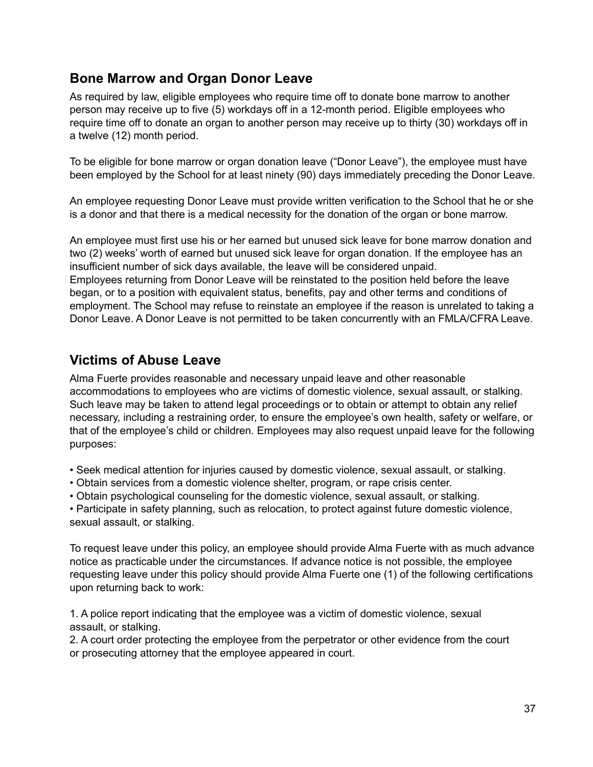## Bone Marrow and Organ Donor Leave

As required by law, eligible employees who require time off to donate bone marrow to another person may receive up to five (5) workdays off in a 12-month period. Eligible employees who require time off to donate an organ to another person may receive up to thirty (30) workdays off in a twelve (12) month period.

To be eligible for bone marrow or organ donation leave ("Donor Leave"), the employee must have been employed by the School for at least ninety (90) days immediately preceding the Donor Leave.

An employee requesting Donor Leave must provide written verification to the School that he or she is a donor and that there is a medical necessity for the donation of the organ or bone marrow.

An employee must first use his or her earned but unused sick leave for bone marrow donation and two (2) weeks' worth of earned but unused sick leave for organ donation. If the employee has an insufficient number of sick days available, the leave will be considered unpaid.
Employees returning from Donor Leave will be reinstated to the position held before the leave began, or to a position with equivalent status, benefits, pay and other terms and conditions of employment. The School may refuse to reinstate an employee if the reason is unrelated to taking a Donor Leave. A Donor Leave is not permitted to be taken concurrently with an FMLA/CFRA Leave.

## Victims of Abuse Leave

Alma Fuerte provides reasonable and necessary unpaid leave and other reasonable accommodations to employees who are victims of domestic violence, sexual assault, or stalking. Such leave may be taken to attend legal proceedings or to obtain or attempt to obtain any relief necessary, including a restraining order, to ensure the employee's own health, safety or welfare, or that of the employee's child or children. Employees may also request unpaid leave for the following purposes:

- Seek medical attention for injuries caused by domestic violence, sexual assault, or stalking.
- Obtain services from a domestic violence shelter, program, or rape crisis center.
- Obtain psychological counseling for the domestic violence, sexual assault, or stalking.
- Participate in safety planning, such as relocation, to protect against future domestic violence, sexual assault, or stalking.

To request leave under this policy, an employee should provide Alma Fuerte with as much advance notice as practicable under the circumstances. If advance notice is not possible, the employee requesting leave under this policy should provide Alma Fuerte one (1) of the following certifications upon returning back to work:

1. A police report indicating that the employee was a victim of domestic violence, sexual assault, or stalking.
2. A court order protecting the employee from the perpetrator or other evidence from the court or prosecuting attorney that the employee appeared in court.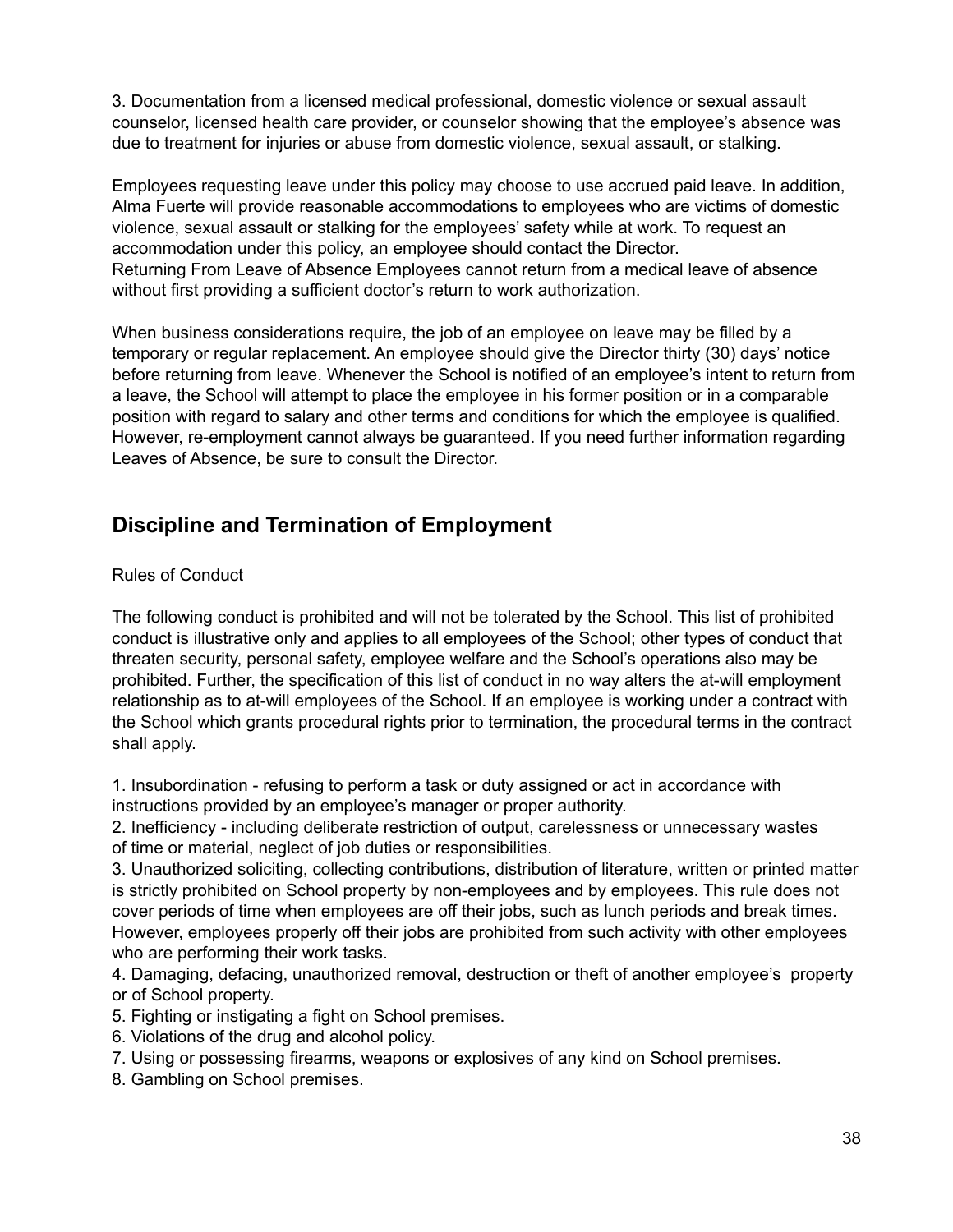3. Documentation from a licensed medical professional, domestic violence or sexual assault counselor, licensed health care provider, or counselor showing that the employee's absence was due to treatment for injuries or abuse from domestic violence, sexual assault, or stalking.

Employees requesting leave under this policy may choose to use accrued paid leave. In addition, Alma Fuerte will provide reasonable accommodations to employees who are victims of domestic violence, sexual assault or stalking for the employees' safety while at work. To request an accommodation under this policy, an employee should contact the Director.
Returning From Leave of Absence Employees cannot return from a medical leave of absence without first providing a sufficient doctor's return to work authorization.

When business considerations require, the job of an employee on leave may be filled by a temporary or regular replacement. An employee should give the Director thirty (30) days' notice before returning from leave. Whenever the School is notified of an employee's intent to return from a leave, the School will attempt to place the employee in his former position or in a comparable position with regard to salary and other terms and conditions for which the employee is qualified. However, re-employment cannot always be guaranteed. If you need further information regarding Leaves of Absence, be sure to consult the Director.

## Discipline and Termination of Employment

Rules of Conduct

The following conduct is prohibited and will not be tolerated by the School. This list of prohibited conduct is illustrative only and applies to all employees of the School; other types of conduct that threaten security, personal safety, employee welfare and the School's operations also may be prohibited. Further, the specification of this list of conduct in no way alters the at-will employment relationship as to at-will employees of the School. If an employee is working under a contract with the School which grants procedural rights prior to termination, the procedural terms in the contract shall apply.

1. Insubordination - refusing to perform a task or duty assigned or act in accordance with instructions provided by an employee's manager or proper authority.
2. Inefficiency - including deliberate restriction of output, carelessness or unnecessary wastes of time or material, neglect of job duties or responsibilities.
3. Unauthorized soliciting, collecting contributions, distribution of literature, written or printed matter is strictly prohibited on School property by non-employees and by employees. This rule does not cover periods of time when employees are off their jobs, such as lunch periods and break times. However, employees properly off their jobs are prohibited from such activity with other employees who are performing their work tasks.
4. Damaging, defacing, unauthorized removal, destruction or theft of another employee's property or of School property.
5. Fighting or instigating a fight on School premises.
6. Violations of the drug and alcohol policy.
7. Using or possessing firearms, weapons or explosives of any kind on School premises.
8. Gambling on School premises.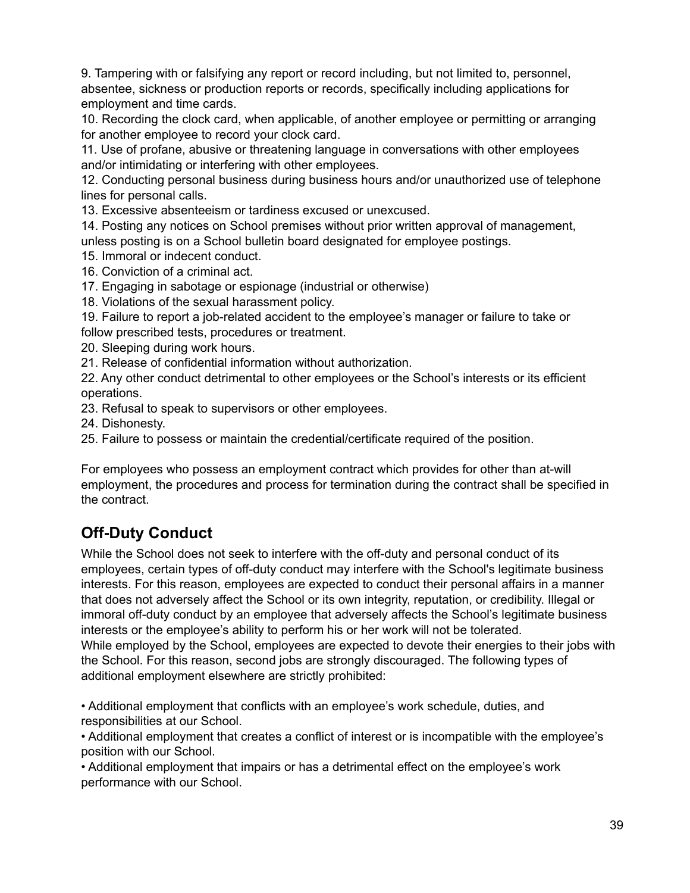9. Tampering with or falsifying any report or record including, but not limited to, personnel, absentee, sickness or production reports or records, specifically including applications for employment and time cards.
10. Recording the clock card, when applicable, of another employee or permitting or arranging for another employee to record your clock card.
11. Use of profane, abusive or threatening language in conversations with other employees and/or intimidating or interfering with other employees.
12. Conducting personal business during business hours and/or unauthorized use of telephone lines for personal calls.
13. Excessive absenteeism or tardiness excused or unexcused.
14. Posting any notices on School premises without prior written approval of management, unless posting is on a School bulletin board designated for employee postings.
15. Immoral or indecent conduct.
16. Conviction of a criminal act.
17. Engaging in sabotage or espionage (industrial or otherwise)
18. Violations of the sexual harassment policy.
19. Failure to report a job-related accident to the employee's manager or failure to take or follow prescribed tests, procedures or treatment.
20. Sleeping during work hours.
21. Release of confidential information without authorization.
22. Any other conduct detrimental to other employees or the School's interests or its efficient operations.
23. Refusal to speak to supervisors or other employees.
24. Dishonesty.
25. Failure to possess or maintain the credential/certificate required of the position.

For employees who possess an employment contract which provides for other than at-will employment, the procedures and process for termination during the contract shall be specified in the contract.

## Off-Duty Conduct

While the School does not seek to interfere with the off-duty and personal conduct of its employees, certain types of off-duty conduct may interfere with the School's legitimate business interests. For this reason, employees are expected to conduct their personal affairs in a manner that does not adversely affect the School or its own integrity, reputation, or credibility. Illegal or immoral off-duty conduct by an employee that adversely affects the School's legitimate business interests or the employee's ability to perform his or her work will not be tolerated.
While employed by the School, employees are expected to devote their energies to their jobs with the School. For this reason, second jobs are strongly discouraged. The following types of additional employment elsewhere are strictly prohibited:

- Additional employment that conflicts with an employee's work schedule, duties, and responsibilities at our School.
- Additional employment that creates a conflict of interest or is incompatible with the employee's position with our School.
- Additional employment that impairs or has a detrimental effect on the employee's work performance with our School.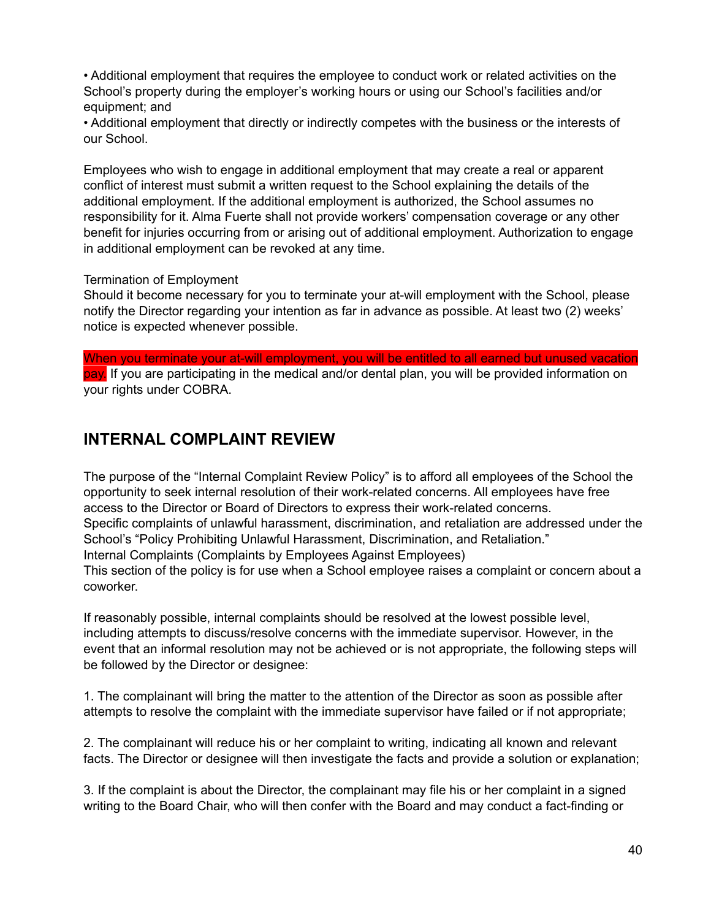• Additional employment that requires the employee to conduct work or related activities on the School's property during the employer's working hours or using our School's facilities and/or equipment; and

• Additional employment that directly or indirectly competes with the business or the interests of our School.

Employees who wish to engage in additional employment that may create a real or apparent conflict of interest must submit a written request to the School explaining the details of the additional employment. If the additional employment is authorized, the School assumes no responsibility for it. Alma Fuerte shall not provide workers' compensation coverage or any other benefit for injuries occurring from or arising out of additional employment. Authorization to engage in additional employment can be revoked at any time.

Termination of Employment

Should it become necessary for you to terminate your at-will employment with the School, please notify the Director regarding your intention as far in advance as possible. At least two (2) weeks' notice is expected whenever possible.

When you terminate your at-will employment, you will be entitled to all earned but unused vacation pay. If you are participating in the medical and/or dental plan, you will be provided information on your rights under COBRA.

## INTERNAL COMPLAINT REVIEW

The purpose of the "Internal Complaint Review Policy" is to afford all employees of the School the opportunity to seek internal resolution of their work-related concerns. All employees have free access to the Director or Board of Directors to express their work-related concerns.

Specific complaints of unlawful harassment, discrimination, and retaliation are addressed under the School's "Policy Prohibiting Unlawful Harassment, Discrimination, and Retaliation."

Internal Complaints (Complaints by Employees Against Employees)

This section of the policy is for use when a School employee raises a complaint or concern about a coworker.

If reasonably possible, internal complaints should be resolved at the lowest possible level, including attempts to discuss/resolve concerns with the immediate supervisor. However, in the event that an informal resolution may not be achieved or is not appropriate, the following steps will be followed by the Director or designee:

1. The complainant will bring the matter to the attention of the Director as soon as possible after attempts to resolve the complaint with the immediate supervisor have failed or if not appropriate;

2. The complainant will reduce his or her complaint to writing, indicating all known and relevant facts. The Director or designee will then investigate the facts and provide a solution or explanation;

3. If the complaint is about the Director, the complainant may file his or her complaint in a signed writing to the Board Chair, who will then confer with the Board and may conduct a fact-finding or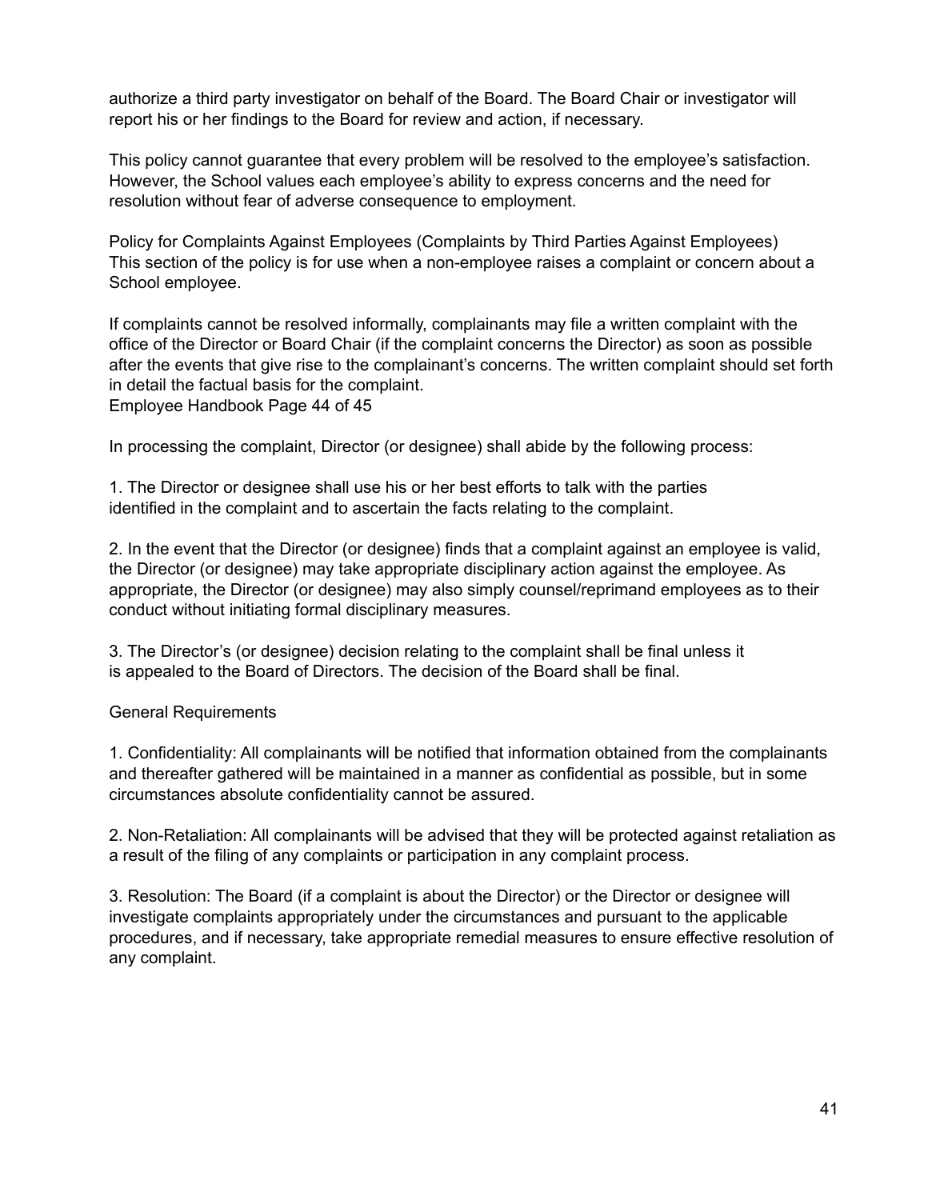authorize a third party investigator on behalf of the Board. The Board Chair or investigator will report his or her findings to the Board for review and action, if necessary.

This policy cannot guarantee that every problem will be resolved to the employee's satisfaction. However, the School values each employee's ability to express concerns and the need for resolution without fear of adverse consequence to employment.

Policy for Complaints Against Employees (Complaints by Third Parties Against Employees)
This section of the policy is for use when a non-employee raises a complaint or concern about a School employee.

If complaints cannot be resolved informally, complainants may file a written complaint with the office of the Director or Board Chair (if the complaint concerns the Director) as soon as possible after the events that give rise to the complainant's concerns. The written complaint should set forth in detail the factual basis for the complaint.

In processing the complaint, Director (or designee) shall abide by the following process:

1. The Director or designee shall use his or her best efforts to talk with the parties identified in the complaint and to ascertain the facts relating to the complaint.

2. In the event that the Director (or designee) finds that a complaint against an employee is valid, the Director (or designee) may take appropriate disciplinary action against the employee. As appropriate, the Director (or designee) may also simply counsel/reprimand employees as to their conduct without initiating formal disciplinary measures.

3. The Director's (or designee) decision relating to the complaint shall be final unless it is appealed to the Board of Directors. The decision of the Board shall be final.

General Requirements

1. Confidentiality: All complainants will be notified that information obtained from the complainants and thereafter gathered will be maintained in a manner as confidential as possible, but in some circumstances absolute confidentiality cannot be assured.

2. Non-Retaliation: All complainants will be advised that they will be protected against retaliation as a result of the filing of any complaints or participation in any complaint process.

3. Resolution: The Board (if a complaint is about the Director) or the Director or designee will investigate complaints appropriately under the circumstances and pursuant to the applicable procedures, and if necessary, take appropriate remedial measures to ensure effective resolution of any complaint.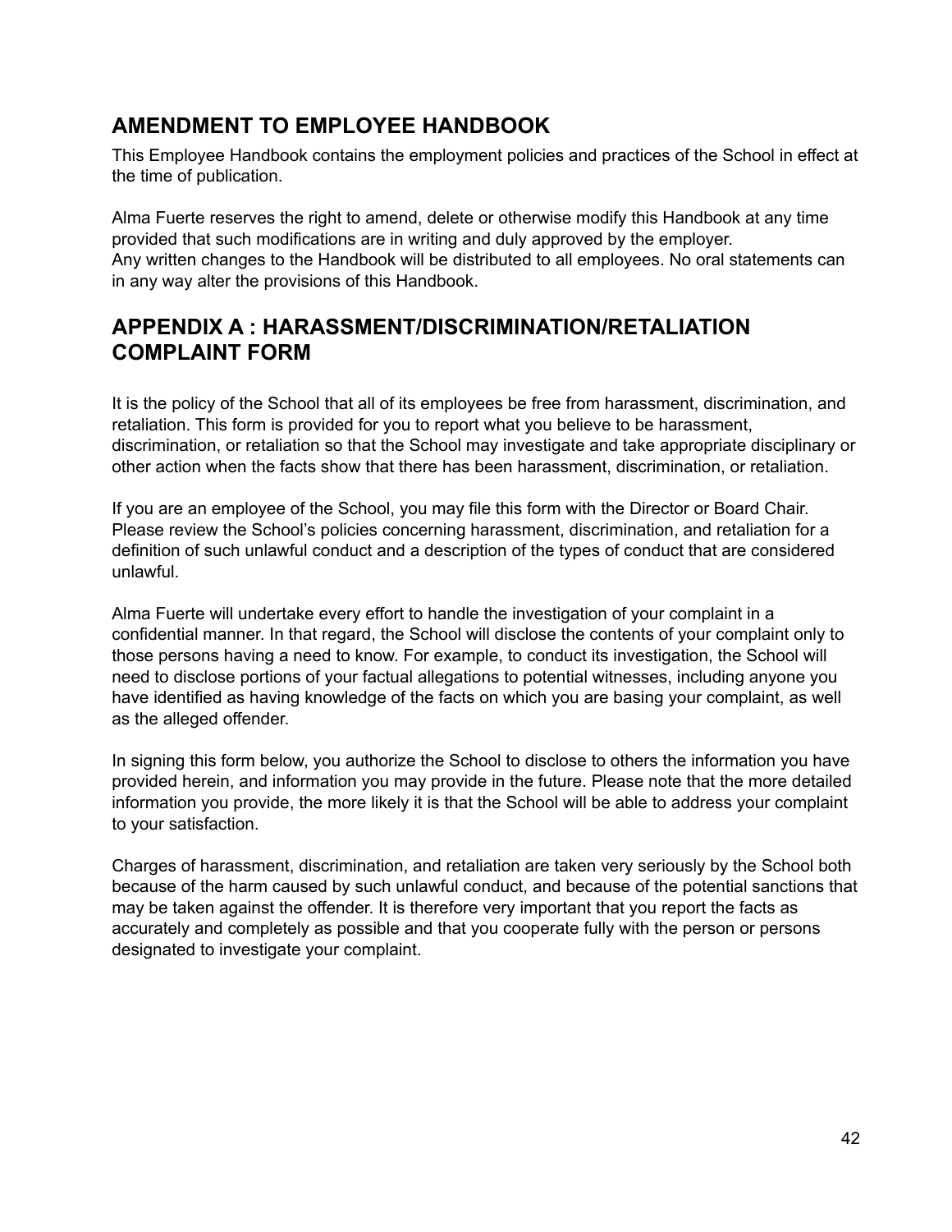## AMENDMENT TO EMPLOYEE HANDBOOK

This Employee Handbook contains the employment policies and practices of the School in effect at the time of publication.

Alma Fuerte reserves the right to amend, delete or otherwise modify this Handbook at any time provided that such modifications are in writing and duly approved by the employer.
Any written changes to the Handbook will be distributed to all employees. No oral statements can in any way alter the provisions of this Handbook.

## APPENDIX A : HARASSMENT/DISCRIMINATION/RETALIATION COMPLAINT FORM

It is the policy of the School that all of its employees be free from harassment, discrimination, and retaliation. This form is provided for you to report what you believe to be harassment, discrimination, or retaliation so that the School may investigate and take appropriate disciplinary or other action when the facts show that there has been harassment, discrimination, or retaliation.

If you are an employee of the School, you may file this form with the Director or Board Chair. Please review the School's policies concerning harassment, discrimination, and retaliation for a definition of such unlawful conduct and a description of the types of conduct that are considered unlawful.

Alma Fuerte will undertake every effort to handle the investigation of your complaint in a confidential manner. In that regard, the School will disclose the contents of your complaint only to those persons having a need to know. For example, to conduct its investigation, the School will need to disclose portions of your factual allegations to potential witnesses, including anyone you have identified as having knowledge of the facts on which you are basing your complaint, as well as the alleged offender.

In signing this form below, you authorize the School to disclose to others the information you have provided herein, and information you may provide in the future. Please note that the more detailed information you provide, the more likely it is that the School will be able to address your complaint to your satisfaction.

Charges of harassment, discrimination, and retaliation are taken very seriously by the School both because of the harm caused by such unlawful conduct, and because of the potential sanctions that may be taken against the offender. It is therefore very important that you report the facts as accurately and completely as possible and that you cooperate fully with the person or persons designated to investigate your complaint.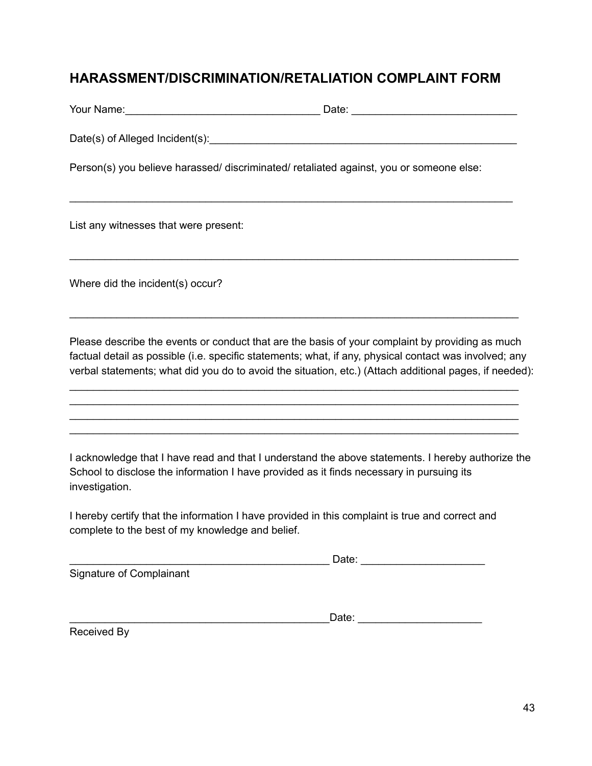## HARASSMENT/DISCRIMINATION/RETALIATION COMPLAINT FORM

Your Name:_________________________________ Date: ____________________________

Date(s) of Alleged Incident(s):_____________________________________________________

Person(s) you believe harassed/ discriminated/ retaliated against, you or someone else:

______________________________________________________________________________

List any witnesses that were present:

______________________________________________________________________________

Where did the incident(s) occur?

______________________________________________________________________________

Please describe the events or conduct that are the basis of your complaint by providing as much factual detail as possible (i.e. specific statements; what, if any, physical contact was involved; any verbal statements; what did you do to avoid the situation, etc.) (Attach additional pages, if needed):

______________________________________________________________________________
______________________________________________________________________________
______________________________________________________________________________
______________________________________________________________________________

I acknowledge that I have read and that I understand the above statements. I hereby authorize the School to disclose the information I have provided as it finds necessary in pursuing its investigation.

I hereby certify that the information I have provided in this complaint is true and correct and complete to the best of my knowledge and belief.

_____________________________________________ Date: _____________________
Signature of Complainant

_____________________________________________Date: _____________________
Received By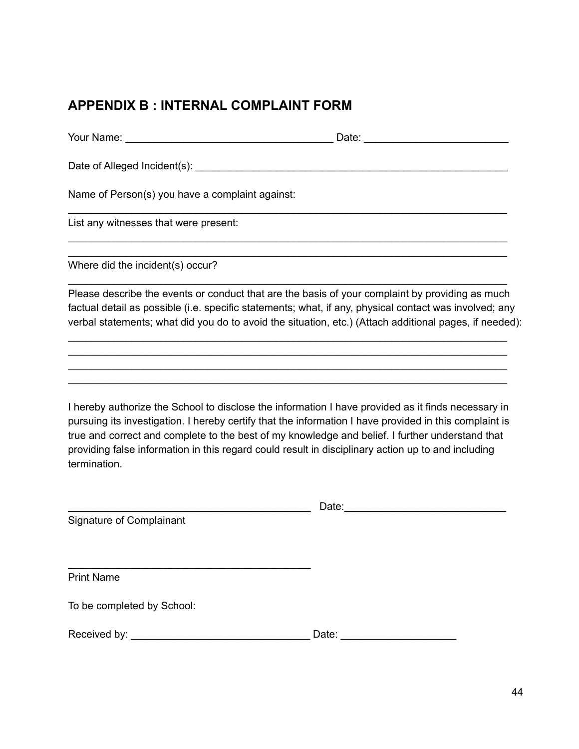## APPENDIX B : INTERNAL COMPLAINT FORM

Your Name: ___________________________________ Date: ________________________

Date of Alleged Incident(s): ____________________________________________________

Name of Person(s) you have a complaint against:

_____________________________________________________________________________

List any witnesses that were present:

_____________________________________________________________________________

_____________________________________________________________________________

Where did the incident(s) occur?

_____________________________________________________________________________

Please describe the events or conduct that are the basis of your complaint by providing as much factual detail as possible (i.e. specific statements; what, if any, physical contact was involved; any verbal statements; what did you do to avoid the situation, etc.) (Attach additional pages, if needed):

_____________________________________________________________________________

_____________________________________________________________________________

_____________________________________________________________________________

_____________________________________________________________________________

I hereby authorize the School to disclose the information I have provided as it finds necessary in pursuing its investigation. I hereby certify that the information I have provided in this complaint is true and correct and complete to the best of my knowledge and belief. I further understand that providing false information in this regard could result in disciplinary action up to and including termination.

_________________________________________ Date:___________________________

Signature of Complainant

_________________________________________

Print Name

To be completed by School:

Received by: ______________________________ Date: ___________________